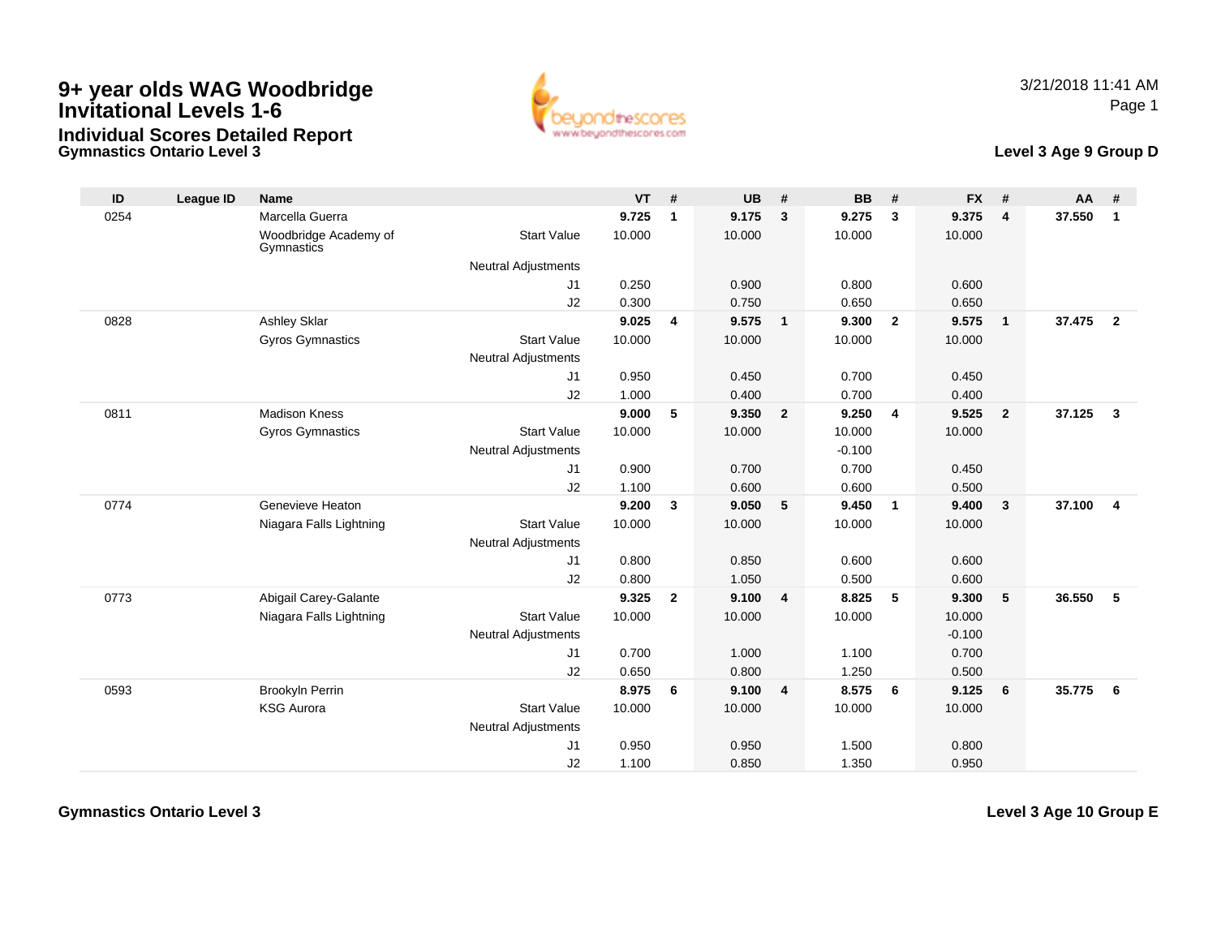# 9+ year olds WAG Woodbridge Invitational Levels 1-6

## Individual Scores Detailed Report

### Gymnastics Ontario Level 3

3/21/2018 11:41 AM

**Level 3 Age 9 Group D**

| ID | League ID | Name | | VT | # | UB | # | BB | # | FX | # | AA | # |
|---|---|---|---|---|---|---|---|---|---|---|---|---|---|
| 0254 | | Marcella Guerra | | **9.725** | **1** | **9.175** | **3** | **9.275** | **3** | **9.375** | **4** | **37.550** | **1** |
| | | Woodbridge Academy of Gymnastics | Start Value | 10.000 | | 10.000 | | 10.000 | | 10.000 | | | |
| | | | Neutral Adjustments | | | | | | | | | | |
| | | | J1 | 0.250 | | 0.900 | | 0.800 | | 0.600 | | | |
| | | | J2 | 0.300 | | 0.750 | | 0.650 | | 0.650 | | | |
| 0828 | | Ashley Sklar | | **9.025** | **4** | **9.575** | **1** | **9.300** | **2** | **9.575** | **1** | **37.475** | **2** |
| | | Gyros Gymnastics | Start Value | 10.000 | | 10.000 | | 10.000 | | 10.000 | | | |
| | | | Neutral Adjustments | | | | | | | | | | |
| | | | J1 | 0.950 | | 0.450 | | 0.700 | | 0.450 | | | |
| | | | J2 | 1.000 | | 0.400 | | 0.700 | | 0.400 | | | |
| 0811 | | Madison Kness | | **9.000** | **5** | **9.350** | **2** | **9.250** | **4** | **9.525** | **2** | **37.125** | **3** |
| | | Gyros Gymnastics | Start Value | 10.000 | | 10.000 | | 10.000 | | 10.000 | | | |
| | | | Neutral Adjustments | | | | | -0.100 | | | | | |
| | | | J1 | 0.900 | | 0.700 | | 0.700 | | 0.450 | | | |
| | | | J2 | 1.100 | | 0.600 | | 0.600 | | 0.500 | | | |
| 0774 | | Genevieve Heaton | | **9.200** | **3** | **9.050** | **5** | **9.450** | **1** | **9.400** | **3** | **37.100** | **4** |
| | | Niagara Falls Lightning | Start Value | 10.000 | | 10.000 | | 10.000 | | 10.000 | | | |
| | | | Neutral Adjustments | | | | | | | | | | |
| | | | J1 | 0.800 | | 0.850 | | 0.600 | | 0.600 | | | |
| | | | J2 | 0.800 | | 1.050 | | 0.500 | | 0.600 | | | |
| 0773 | | Abigail Carey-Galante | | **9.325** | **2** | **9.100** | **4** | **8.825** | **5** | **9.300** | **5** | **36.550** | **5** |
| | | Niagara Falls Lightning | Start Value | 10.000 | | 10.000 | | 10.000 | | 10.000 | | | |
| | | | Neutral Adjustments | | | | | | | -0.100 | | | |
| | | | J1 | 0.700 | | 1.000 | | 1.100 | | 0.700 | | | |
| | | | J2 | 0.650 | | 0.800 | | 1.250 | | 0.500 | | | |
| 0593 | | Brookyln Perrin | | **8.975** | **6** | **9.100** | **4** | **8.575** | **6** | **9.125** | **6** | **35.775** | **6** |
| | | KSG Aurora | Start Value | 10.000 | | 10.000 | | 10.000 | | 10.000 | | | |
| | | | Neutral Adjustments | | | | | | | | | | |
| | | | J1 | 0.950 | | 0.950 | | 1.500 | | 0.800 | | | |
| | | | J2 | 1.100 | | 0.850 | | 1.350 | | 0.950 | | | |

### Gymnastics Ontario Level 3

**Level 3 Age 10 Group E**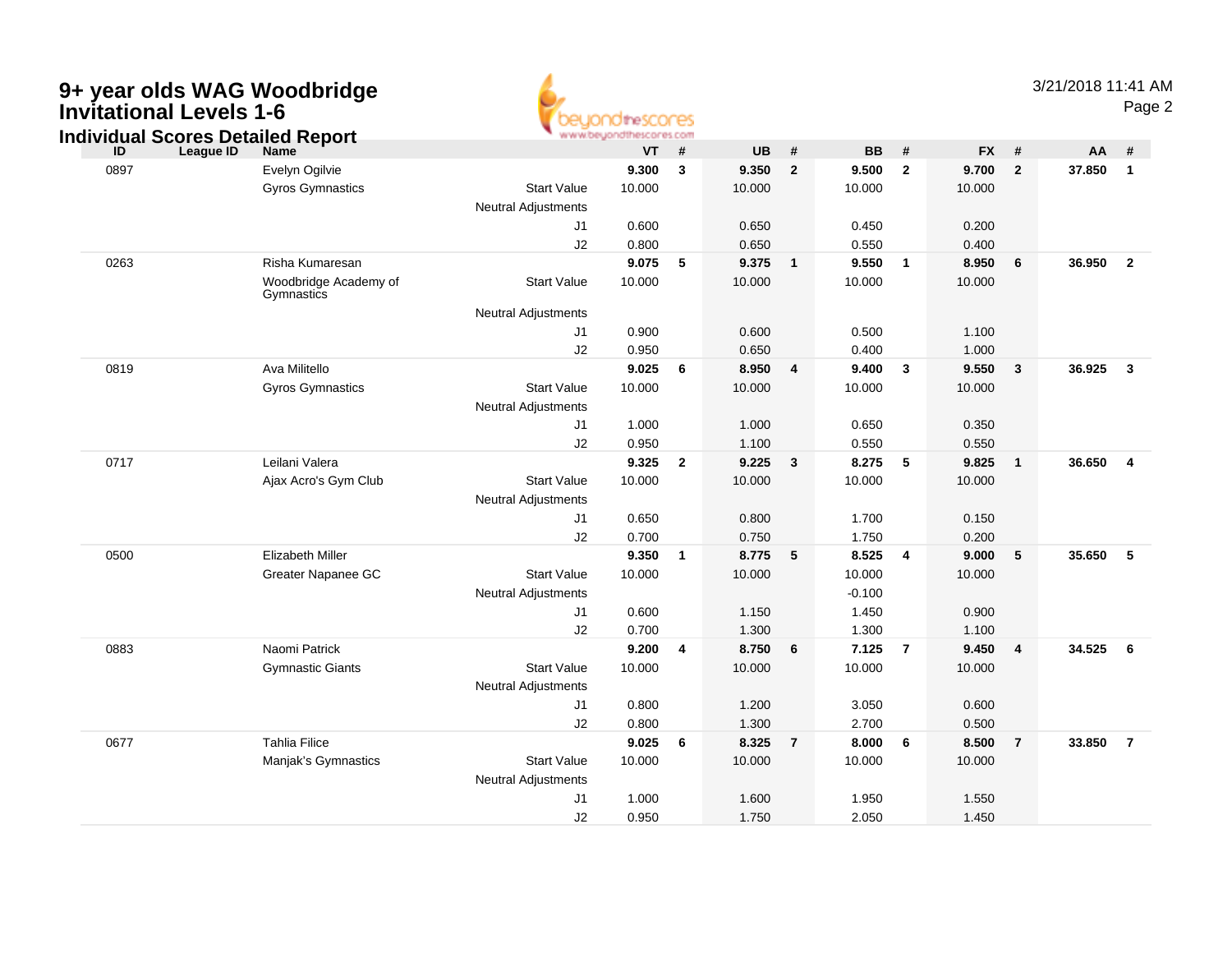# 9+ year olds WAG Woodbridge Invitational Levels 1-6

## Individual Scores Detailed Report

3/21/2018 11:41 AM

| ID | League ID | Name | | VT | # | UB | # | BB | # | FX | # | AA | # |
|---|---|---|---|---|---|---|---|---|---|---|---|---|---|
| 0897 | | Evelyn Ogilvie | | **9.300** | **3** | **9.350** | **2** | **9.500** | **2** | **9.700** | **2** | **37.850** | **1** |
| | | Gyros Gymnastics | Start Value | 10.000 | | 10.000 | | 10.000 | | 10.000 | | | |
| | | | Neutral Adjustments | | | | | | | | | | |
| | | | J1 | 0.600 | | 0.650 | | 0.450 | | 0.200 | | | |
| | | | J2 | 0.800 | | 0.650 | | 0.550 | | 0.400 | | | |
| 0263 | | Risha Kumaresan | | **9.075** | **5** | **9.375** | **1** | **9.550** | **1** | **8.950** | **6** | **36.950** | **2** |
| | | Woodbridge Academy of Gymnastics | Start Value | 10.000 | | 10.000 | | 10.000 | | 10.000 | | | |
| | | | Neutral Adjustments | | | | | | | | | | |
| | | | J1 | 0.900 | | 0.600 | | 0.500 | | 1.100 | | | |
| | | | J2 | 0.950 | | 0.650 | | 0.400 | | 1.000 | | | |
| 0819 | | Ava Militello | | **9.025** | **6** | **8.950** | **4** | **9.400** | **3** | **9.550** | **3** | **36.925** | **3** |
| | | Gyros Gymnastics | Start Value | 10.000 | | 10.000 | | 10.000 | | 10.000 | | | |
| | | | Neutral Adjustments | | | | | | | | | | |
| | | | J1 | 1.000 | | 1.000 | | 0.650 | | 0.350 | | | |
| | | | J2 | 0.950 | | 1.100 | | 0.550 | | 0.550 | | | |
| 0717 | | Leilani Valera | | **9.325** | **2** | **9.225** | **3** | **8.275** | **5** | **9.825** | **1** | **36.650** | **4** |
| | | Ajax Acro's Gym Club | Start Value | 10.000 | | 10.000 | | 10.000 | | 10.000 | | | |
| | | | Neutral Adjustments | | | | | | | | | | |
| | | | J1 | 0.650 | | 0.800 | | 1.700 | | 0.150 | | | |
| | | | J2 | 0.700 | | 0.750 | | 1.750 | | 0.200 | | | |
| 0500 | | Elizabeth Miller | | **9.350** | **1** | **8.775** | **5** | **8.525** | **4** | **9.000** | **5** | **35.650** | **5** |
| | | Greater Napanee GC | Start Value | 10.000 | | 10.000 | | 10.000 | | 10.000 | | | |
| | | | Neutral Adjustments | | | | | -0.100 | | | | | |
| | | | J1 | 0.600 | | 1.150 | | 1.450 | | 0.900 | | | |
| | | | J2 | 0.700 | | 1.300 | | 1.300 | | 1.100 | | | |
| 0883 | | Naomi Patrick | | **9.200** | **4** | **8.750** | **6** | **7.125** | **7** | **9.450** | **4** | **34.525** | **6** |
| | | Gymnastic Giants | Start Value | 10.000 | | 10.000 | | 10.000 | | 10.000 | | | |
| | | | Neutral Adjustments | | | | | | | | | | |
| | | | J1 | 0.800 | | 1.200 | | 3.050 | | 0.600 | | | |
| | | | J2 | 0.800 | | 1.300 | | 2.700 | | 0.500 | | | |
| 0677 | | Tahlia Filice | | **9.025** | **6** | **8.325** | **7** | **8.000** | **6** | **8.500** | **7** | **33.850** | **7** |
| | | Manjak's Gymnastics | Start Value | 10.000 | | 10.000 | | 10.000 | | 10.000 | | | |
| | | | Neutral Adjustments | | | | | | | | | | |
| | | | J1 | 1.000 | | 1.600 | | 1.950 | | 1.550 | | | |
| | | | J2 | 0.950 | | 1.750 | | 2.050 | | 1.450 | | | |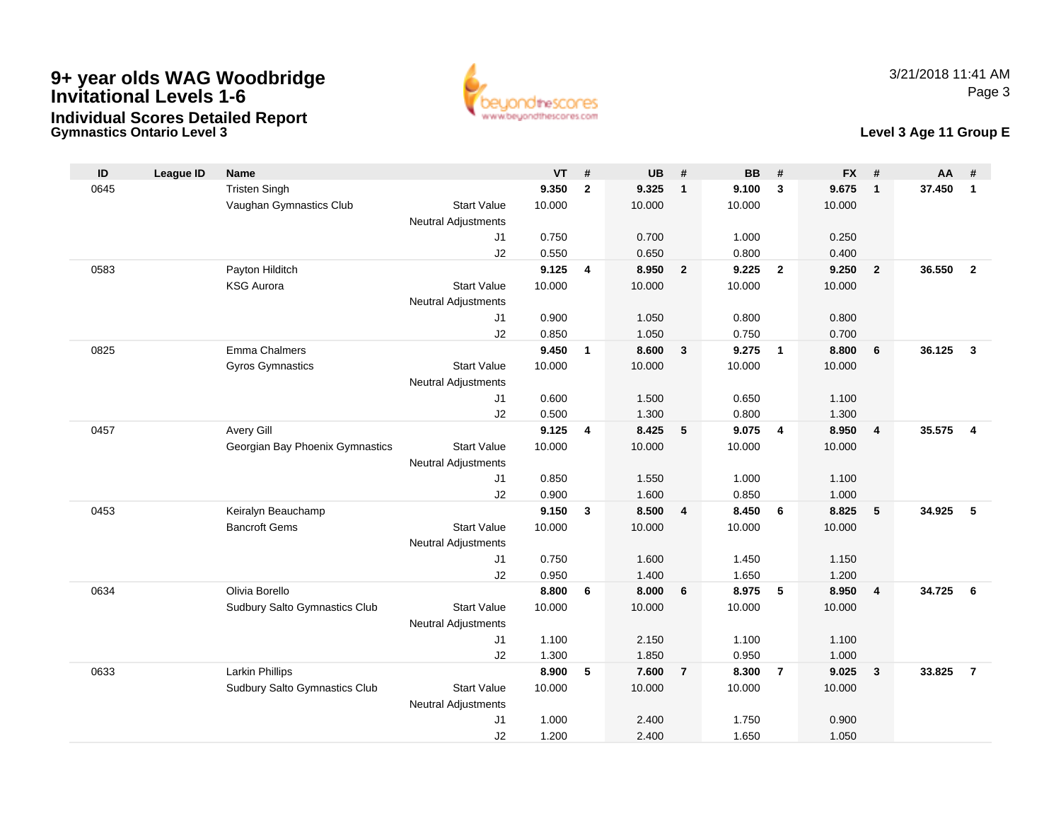# 9+ year olds WAG Woodbridge Invitational Levels 1-6

## Individual Scores Detailed Report

### Gymnastics Ontario Level 3

3/21/2018 11:41 AM

**Level 3 Age 11 Group E**

| ID | League ID | Name | | | VT | # | UB | # | BB | # | FX | # | AA | # |
|---|---|---|---|---|---|---|---|---|---|---|---|---|---|---|
| 0645 | | Tristen Singh | | | **9.350** | **2** | **9.325** | **1** | **9.100** | **3** | **9.675** | **1** | **37.450** | **1** |
| | | Vaughan Gymnastics Club | Start Value | | 10.000 | | 10.000 | | 10.000 | | 10.000 | | | |
| | | | Neutral Adjustments | | | | | | | | | | | |
| | | | | J1 | 0.750 | | 0.700 | | 1.000 | | 0.250 | | | |
| | | | | J2 | 0.550 | | 0.650 | | 0.800 | | 0.400 | | | |
| 0583 | | Payton Hilditch | | | **9.125** | **4** | **8.950** | **2** | **9.225** | **2** | **9.250** | **2** | **36.550** | **2** |
| | | KSG Aurora | Start Value | | 10.000 | | 10.000 | | 10.000 | | 10.000 | | | |
| | | | Neutral Adjustments | | | | | | | | | | | |
| | | | | J1 | 0.900 | | 1.050 | | 0.800 | | 0.800 | | | |
| | | | | J2 | 0.850 | | 1.050 | | 0.750 | | 0.700 | | | |
| 0825 | | Emma Chalmers | | | **9.450** | **1** | **8.600** | **3** | **9.275** | **1** | **8.800** | **6** | **36.125** | **3** |
| | | Gyros Gymnastics | Start Value | | 10.000 | | 10.000 | | 10.000 | | 10.000 | | | |
| | | | Neutral Adjustments | | | | | | | | | | | |
| | | | | J1 | 0.600 | | 1.500 | | 0.650 | | 1.100 | | | |
| | | | | J2 | 0.500 | | 1.300 | | 0.800 | | 1.300 | | | |
| 0457 | | Avery Gill | | | **9.125** | **4** | **8.425** | **5** | **9.075** | **4** | **8.950** | **4** | **35.575** | **4** |
| | | Georgian Bay Phoenix Gymnastics | Start Value | | 10.000 | | 10.000 | | 10.000 | | 10.000 | | | |
| | | | Neutral Adjustments | | | | | | | | | | | |
| | | | | J1 | 0.850 | | 1.550 | | 1.000 | | 1.100 | | | |
| | | | | J2 | 0.900 | | 1.600 | | 0.850 | | 1.000 | | | |
| 0453 | | Keiralyn Beauchamp | | | **9.150** | **3** | **8.500** | **4** | **8.450** | **6** | **8.825** | **5** | **34.925** | **5** |
| | | Bancroft Gems | Start Value | | 10.000 | | 10.000 | | 10.000 | | 10.000 | | | |
| | | | Neutral Adjustments | | | | | | | | | | | |
| | | | | J1 | 0.750 | | 1.600 | | 1.450 | | 1.150 | | | |
| | | | | J2 | 0.950 | | 1.400 | | 1.650 | | 1.200 | | | |
| 0634 | | Olivia Borello | | | **8.800** | **6** | **8.000** | **6** | **8.975** | **5** | **8.950** | **4** | **34.725** | **6** |
| | | Sudbury Salto Gymnastics Club | Start Value | | 10.000 | | 10.000 | | 10.000 | | 10.000 | | | |
| | | | Neutral Adjustments | | | | | | | | | | | |
| | | | | J1 | 1.100 | | 2.150 | | 1.100 | | 1.100 | | | |
| | | | | J2 | 1.300 | | 1.850 | | 0.950 | | 1.000 | | | |
| 0633 | | Larkin Phillips | | | **8.900** | **5** | **7.600** | **7** | **8.300** | **7** | **9.025** | **3** | **33.825** | **7** |
| | | Sudbury Salto Gymnastics Club | Start Value | | 10.000 | | 10.000 | | 10.000 | | 10.000 | | | |
| | | | Neutral Adjustments | | | | | | | | | | | |
| | | | | J1 | 1.000 | | 2.400 | | 1.750 | | 0.900 | | | |
| | | | | J2 | 1.200 | | 2.400 | | 1.650 | | 1.050 | | | |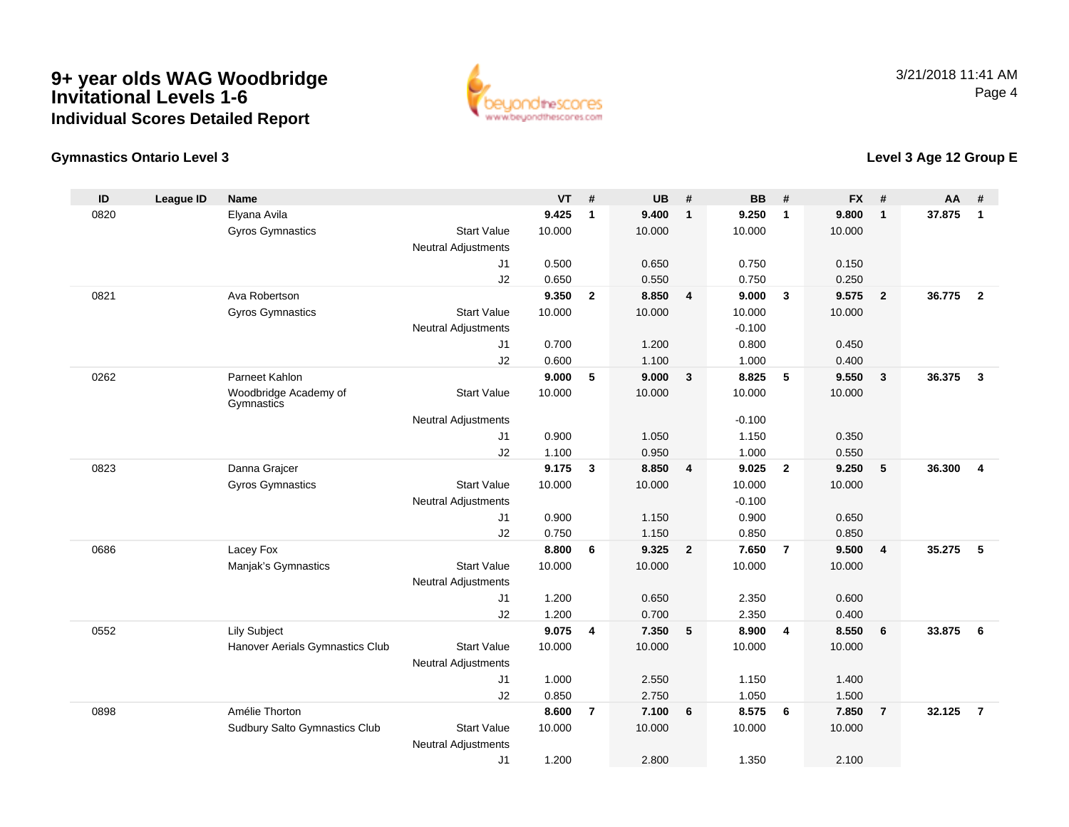# 9+ year olds WAG Woodbridge Invitational Levels 1-6

## Individual Scores Detailed Report

3/21/2018 11:41 AM

### Gymnastics Ontario Level 3

### Level 3 Age 12 Group E

| ID | League ID | Name | | VT | # | UB | # | BB | # | FX | # | AA | # |
|---|---|---|---|---|---|---|---|---|---|---|---|---|---|
| 0820 | | Elyana Avila | | **9.425** | **1** | **9.400** | **1** | **9.250** | **1** | **9.800** | **1** | **37.875** | **1** |
| | | Gyros Gymnastics | Start Value | 10.000 | | 10.000 | | 10.000 | | 10.000 | | | |
| | | | Neutral Adjustments | | | | | | | | | | |
| | | | J1 | 0.500 | | 0.650 | | 0.750 | | 0.150 | | | |
| | | | J2 | 0.650 | | 0.550 | | 0.750 | | 0.250 | | | |
| 0821 | | Ava Robertson | | **9.350** | **2** | **8.850** | **4** | **9.000** | **3** | **9.575** | **2** | **36.775** | **2** |
| | | Gyros Gymnastics | Start Value | 10.000 | | 10.000 | | 10.000 | | 10.000 | | | |
| | | | Neutral Adjustments | | | | | -0.100 | | | | | |
| | | | J1 | 0.700 | | 1.200 | | 0.800 | | 0.450 | | | |
| | | | J2 | 0.600 | | 1.100 | | 1.000 | | 0.400 | | | |
| 0262 | | Parneet Kahlon | | **9.000** | **5** | **9.000** | **3** | **8.825** | **5** | **9.550** | **3** | **36.375** | **3** |
| | | Woodbridge Academy of Gymnastics | Start Value | 10.000 | | 10.000 | | 10.000 | | 10.000 | | | |
| | | | Neutral Adjustments | | | | | -0.100 | | | | | |
| | | | J1 | 0.900 | | 1.050 | | 1.150 | | 0.350 | | | |
| | | | J2 | 1.100 | | 0.950 | | 1.000 | | 0.550 | | | |
| 0823 | | Danna Grajcer | | **9.175** | **3** | **8.850** | **4** | **9.025** | **2** | **9.250** | **5** | **36.300** | **4** |
| | | Gyros Gymnastics | Start Value | 10.000 | | 10.000 | | 10.000 | | 10.000 | | | |
| | | | Neutral Adjustments | | | | | -0.100 | | | | | |
| | | | J1 | 0.900 | | 1.150 | | 0.900 | | 0.650 | | | |
| | | | J2 | 0.750 | | 1.150 | | 0.850 | | 0.850 | | | |
| 0686 | | Lacey Fox | | **8.800** | **6** | **9.325** | **2** | **7.650** | **7** | **9.500** | **4** | **35.275** | **5** |
| | | Manjak's Gymnastics | Start Value | 10.000 | | 10.000 | | 10.000 | | 10.000 | | | |
| | | | Neutral Adjustments | | | | | | | | | | |
| | | | J1 | 1.200 | | 0.650 | | 2.350 | | 0.600 | | | |
| | | | J2 | 1.200 | | 0.700 | | 2.350 | | 0.400 | | | |
| 0552 | | Lily Subject | | **9.075** | **4** | **7.350** | **5** | **8.900** | **4** | **8.550** | **6** | **33.875** | **6** |
| | | Hanover Aerials Gymnastics Club | Start Value | 10.000 | | 10.000 | | 10.000 | | 10.000 | | | |
| | | | Neutral Adjustments | | | | | | | | | | |
| | | | J1 | 1.000 | | 2.550 | | 1.150 | | 1.400 | | | |
| | | | J2 | 0.850 | | 2.750 | | 1.050 | | 1.500 | | | |
| 0898 | | Amélie Thorton | | **8.600** | **7** | **7.100** | **6** | **8.575** | **6** | **7.850** | **7** | **32.125** | **7** |
| | | Sudbury Salto Gymnastics Club | Start Value | 10.000 | | 10.000 | | 10.000 | | 10.000 | | | |
| | | | Neutral Adjustments | | | | | | | | | | |
| | | | J1 | 1.200 | | 2.800 | | 1.350 | | 2.100 | | | |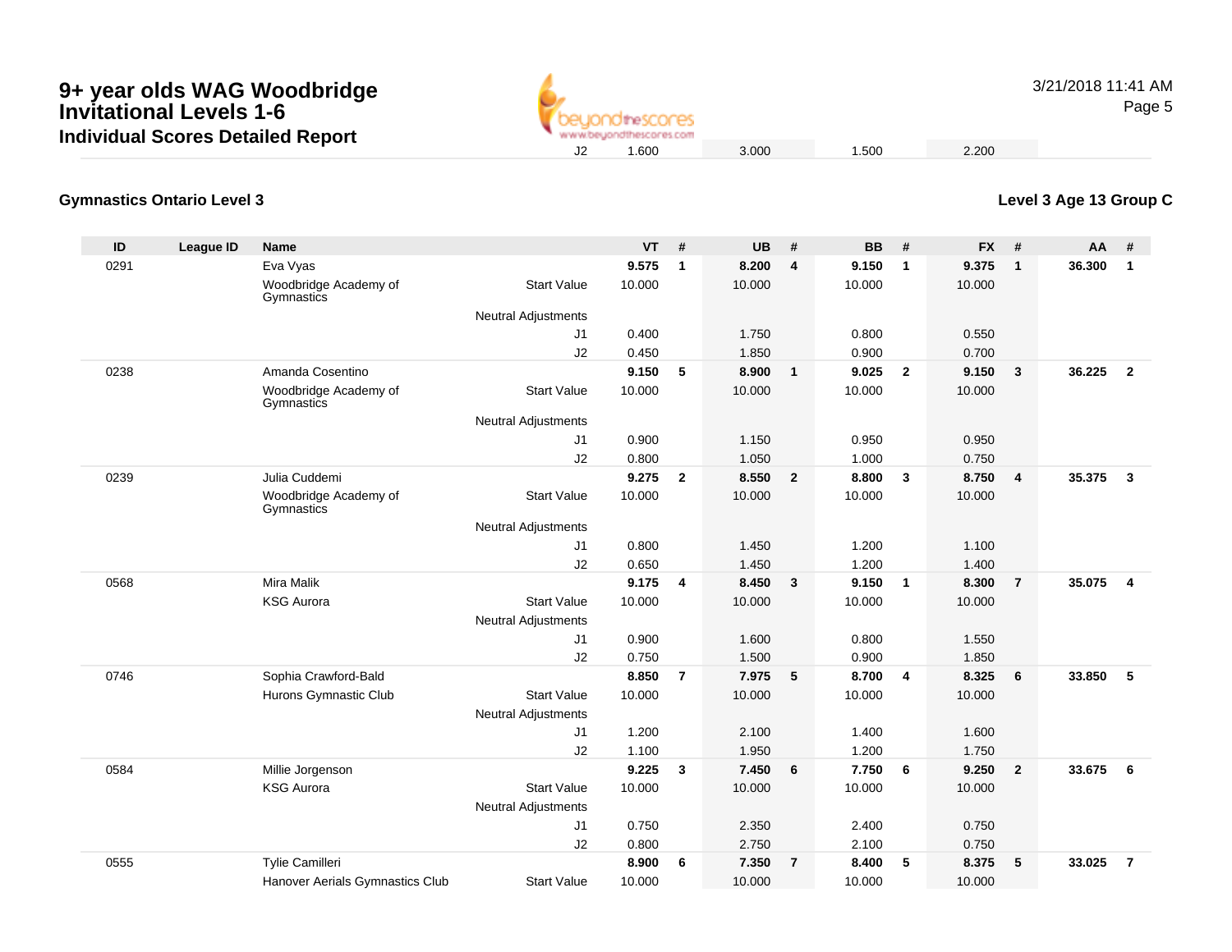# 9+ year olds WAG Woodbridge Invitational Levels 1-6

## Individual Scores Detailed Report

| | | | | J2 | 1.600 | | 3.000 | | 1.500 | | 2.200 | | | |
|---|---|---|---|---|---|---|---|---|---|---|---|---|---|---|

### Gymnastics Ontario Level 3

### Level 3 Age 13 Group C

| ID | League ID | Name | | | VT | # | UB | # | BB | # | FX | # | AA | # |
|---|---|---|---|---|---|---|---|---|---|---|---|---|---|---|
| 0291 | | Eva Vyas | | | 9.575 | 1 | 8.200 | 4 | 9.150 | 1 | 9.375 | 1 | 36.300 | 1 |
| | | Woodbridge Academy of Gymnastics | Start Value | | 10.000 | | 10.000 | | 10.000 | | 10.000 | | | |
| | | | Neutral Adjustments | | | | | | | | | | | |
| | | | | J1 | 0.400 | | 1.750 | | 0.800 | | 0.550 | | | |
| | | | | J2 | 0.450 | | 1.850 | | 0.900 | | 0.700 | | | |
| 0238 | | Amanda Cosentino | | | 9.150 | 5 | 8.900 | 1 | 9.025 | 2 | 9.150 | 3 | 36.225 | 2 |
| | | Woodbridge Academy of Gymnastics | Start Value | | 10.000 | | 10.000 | | 10.000 | | 10.000 | | | |
| | | | Neutral Adjustments | | | | | | | | | | | |
| | | | | J1 | 0.900 | | 1.150 | | 0.950 | | 0.950 | | | |
| | | | | J2 | 0.800 | | 1.050 | | 1.000 | | 0.750 | | | |
| 0239 | | Julia Cuddemi | | | 9.275 | 2 | 8.550 | 2 | 8.800 | 3 | 8.750 | 4 | 35.375 | 3 |
| | | Woodbridge Academy of Gymnastics | Start Value | | 10.000 | | 10.000 | | 10.000 | | 10.000 | | | |
| | | | Neutral Adjustments | | | | | | | | | | | |
| | | | | J1 | 0.800 | | 1.450 | | 1.200 | | 1.100 | | | |
| | | | | J2 | 0.650 | | 1.450 | | 1.200 | | 1.400 | | | |
| 0568 | | Mira Malik | | | 9.175 | 4 | 8.450 | 3 | 9.150 | 1 | 8.300 | 7 | 35.075 | 4 |
| | | KSG Aurora | Start Value | | 10.000 | | 10.000 | | 10.000 | | 10.000 | | | |
| | | | Neutral Adjustments | | | | | | | | | | | |
| | | | | J1 | 0.900 | | 1.600 | | 0.800 | | 1.550 | | | |
| | | | | J2 | 0.750 | | 1.500 | | 0.900 | | 1.850 | | | |
| 0746 | | Sophia Crawford-Bald | | | 8.850 | 7 | 7.975 | 5 | 8.700 | 4 | 8.325 | 6 | 33.850 | 5 |
| | | Hurons Gymnastic Club | Start Value | | 10.000 | | 10.000 | | 10.000 | | 10.000 | | | |
| | | | Neutral Adjustments | | | | | | | | | | | |
| | | | | J1 | 1.200 | | 2.100 | | 1.400 | | 1.600 | | | |
| | | | | J2 | 1.100 | | 1.950 | | 1.200 | | 1.750 | | | |
| 0584 | | Millie Jorgenson | | | 9.225 | 3 | 7.450 | 6 | 7.750 | 6 | 9.250 | 2 | 33.675 | 6 |
| | | KSG Aurora | Start Value | | 10.000 | | 10.000 | | 10.000 | | 10.000 | | | |
| | | | Neutral Adjustments | | | | | | | | | | | |
| | | | | J1 | 0.750 | | 2.350 | | 2.400 | | 0.750 | | | |
| | | | | J2 | 0.800 | | 2.750 | | 2.100 | | 0.750 | | | |
| 0555 | | Tylie Camilleri | | | 8.900 | 6 | 7.350 | 7 | 8.400 | 5 | 8.375 | 5 | 33.025 | 7 |
| | | Hanover Aerials Gymnastics Club | Start Value | | 10.000 | | 10.000 | | 10.000 | | 10.000 | | | |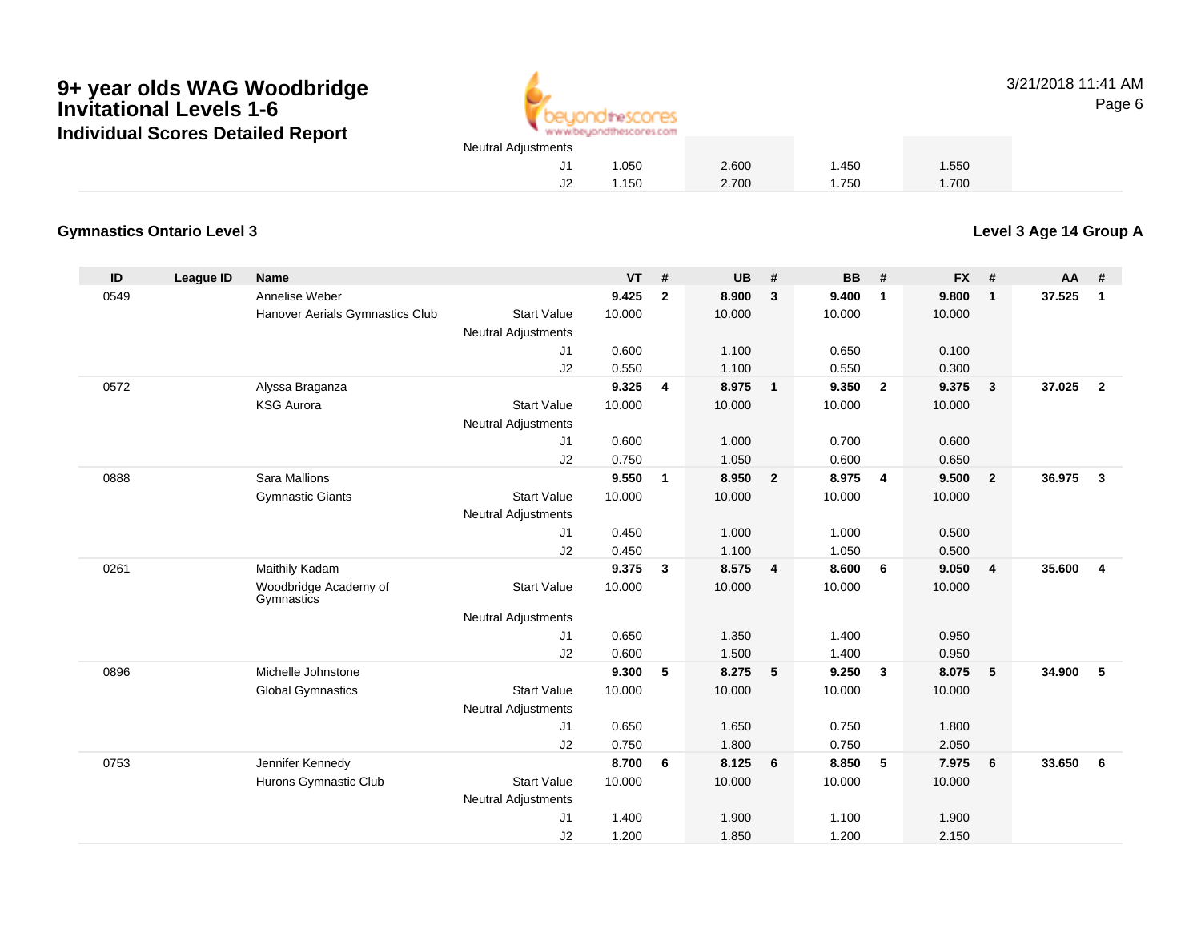# 9+ year olds WAG Woodbridge Invitational Levels 1-6

## Individual Scores Detailed Report

| | VT | UB | BB | FX |
|---|---|---|---|---|
| Neutral Adjustments | | | | |
| J1 | 1.050 | 2.600 | 1.450 | 1.550 |
| J2 | 1.150 | 2.700 | 1.750 | 1.700 |

### Gymnastics Ontario Level 3

### Level 3 Age 14 Group A

| ID | League ID | Name | | VT | # | UB | # | BB | # | FX | # | AA | # |
|---|---|---|---|---|---|---|---|---|---|---|---|---|---|
| 0549 | | Annelise Weber | | 9.425 | 2 | 8.900 | 3 | 9.400 | 1 | 9.800 | 1 | 37.525 | 1 |
| | | Hanover Aerials Gymnastics Club | Start Value | 10.000 | | 10.000 | | 10.000 | | 10.000 | | | |
| | | | Neutral Adjustments | | | | | | | | | | |
| | | | J1 | 0.600 | | 1.100 | | 0.650 | | 0.100 | | | |
| | | | J2 | 0.550 | | 1.100 | | 0.550 | | 0.300 | | | |
| 0572 | | Alyssa Braganza | | 9.325 | 4 | 8.975 | 1 | 9.350 | 2 | 9.375 | 3 | 37.025 | 2 |
| | | KSG Aurora | Start Value | 10.000 | | 10.000 | | 10.000 | | 10.000 | | | |
| | | | Neutral Adjustments | | | | | | | | | | |
| | | | J1 | 0.600 | | 1.000 | | 0.700 | | 0.600 | | | |
| | | | J2 | 0.750 | | 1.050 | | 0.600 | | 0.650 | | | |
| 0888 | | Sara Mallions | | 9.550 | 1 | 8.950 | 2 | 8.975 | 4 | 9.500 | 2 | 36.975 | 3 |
| | | Gymnastic Giants | Start Value | 10.000 | | 10.000 | | 10.000 | | 10.000 | | | |
| | | | Neutral Adjustments | | | | | | | | | | |
| | | | J1 | 0.450 | | 1.000 | | 1.000 | | 0.500 | | | |
| | | | J2 | 0.450 | | 1.100 | | 1.050 | | 0.500 | | | |
| 0261 | | Maithily Kadam | | 9.375 | 3 | 8.575 | 4 | 8.600 | 6 | 9.050 | 4 | 35.600 | 4 |
| | | Woodbridge Academy of Gymnastics | Start Value | 10.000 | | 10.000 | | 10.000 | | 10.000 | | | |
| | | | Neutral Adjustments | | | | | | | | | | |
| | | | J1 | 0.650 | | 1.350 | | 1.400 | | 0.950 | | | |
| | | | J2 | 0.600 | | 1.500 | | 1.400 | | 0.950 | | | |
| 0896 | | Michelle Johnstone | | 9.300 | 5 | 8.275 | 5 | 9.250 | 3 | 8.075 | 5 | 34.900 | 5 |
| | | Global Gymnastics | Start Value | 10.000 | | 10.000 | | 10.000 | | 10.000 | | | |
| | | | Neutral Adjustments | | | | | | | | | | |
| | | | J1 | 0.650 | | 1.650 | | 0.750 | | 1.800 | | | |
| | | | J2 | 0.750 | | 1.800 | | 0.750 | | 2.050 | | | |
| 0753 | | Jennifer Kennedy | | 8.700 | 6 | 8.125 | 6 | 8.850 | 5 | 7.975 | 6 | 33.650 | 6 |
| | | Hurons Gymnastic Club | Start Value | 10.000 | | 10.000 | | 10.000 | | 10.000 | | | |
| | | | Neutral Adjustments | | | | | | | | | | |
| | | | J1 | 1.400 | | 1.900 | | 1.100 | | 1.900 | | | |
| | | | J2 | 1.200 | | 1.850 | | 1.200 | | 2.150 | | | |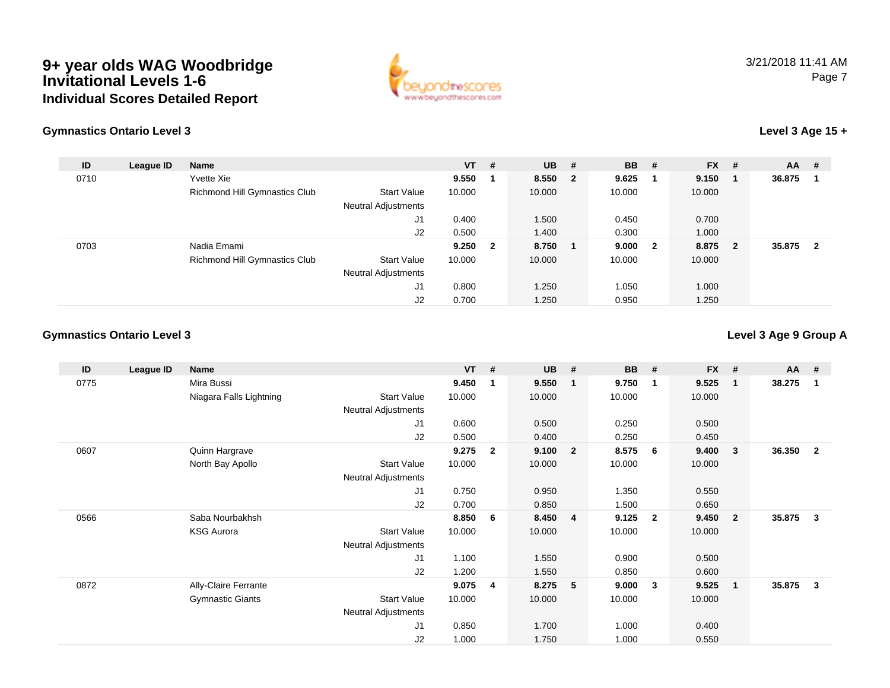# 9+ year olds WAG Woodbridge Invitational Levels 1-6

## Individual Scores Detailed Report

### Gymnastics Ontario Level 3

**Level 3 Age 15 +**

| ID | League ID | Name | | VT | # | UB | # | BB | # | FX | # | AA | # |
|---|---|---|---|---|---|---|---|---|---|---|---|---|---|
| 0710 | | Yvette Xie | | **9.550** | **1** | **8.550** | **2** | **9.625** | **1** | **9.150** | **1** | **36.875** | **1** |
| | | Richmond Hill Gymnastics Club | Start Value | 10.000 | | 10.000 | | 10.000 | | 10.000 | | | |
| | | | Neutral Adjustments | | | | | | | | | | |
| | | | J1 | 0.400 | | 1.500 | | 0.450 | | 0.700 | | | |
| | | | J2 | 0.500 | | 1.400 | | 0.300 | | 1.000 | | | |
| 0703 | | Nadia Emami | | **9.250** | **2** | **8.750** | **1** | **9.000** | **2** | **8.875** | **2** | **35.875** | **2** |
| | | Richmond Hill Gymnastics Club | Start Value | 10.000 | | 10.000 | | 10.000 | | 10.000 | | | |
| | | | Neutral Adjustments | | | | | | | | | | |
| | | | J1 | 0.800 | | 1.250 | | 1.050 | | 1.000 | | | |
| | | | J2 | 0.700 | | 1.250 | | 0.950 | | 1.250 | | | |

### Gymnastics Ontario Level 3

**Level 3 Age 9 Group A**

| ID | League ID | Name | | VT | # | UB | # | BB | # | FX | # | AA | # |
|---|---|---|---|---|---|---|---|---|---|---|---|---|---|
| 0775 | | Mira Bussi | | **9.450** | **1** | **9.550** | **1** | **9.750** | **1** | **9.525** | **1** | **38.275** | **1** |
| | | Niagara Falls Lightning | Start Value | 10.000 | | 10.000 | | 10.000 | | 10.000 | | | |
| | | | Neutral Adjustments | | | | | | | | | | |
| | | | J1 | 0.600 | | 0.500 | | 0.250 | | 0.500 | | | |
| | | | J2 | 0.500 | | 0.400 | | 0.250 | | 0.450 | | | |
| 0607 | | Quinn Hargrave | | **9.275** | **2** | **9.100** | **2** | **8.575** | **6** | **9.400** | **3** | **36.350** | **2** |
| | | North Bay Apollo | Start Value | 10.000 | | 10.000 | | 10.000 | | 10.000 | | | |
| | | | Neutral Adjustments | | | | | | | | | | |
| | | | J1 | 0.750 | | 0.950 | | 1.350 | | 0.550 | | | |
| | | | J2 | 0.700 | | 0.850 | | 1.500 | | 0.650 | | | |
| 0566 | | Saba Nourbakhsh | | **8.850** | **6** | **8.450** | **4** | **9.125** | **2** | **9.450** | **2** | **35.875** | **3** |
| | | KSG Aurora | Start Value | 10.000 | | 10.000 | | 10.000 | | 10.000 | | | |
| | | | Neutral Adjustments | | | | | | | | | | |
| | | | J1 | 1.100 | | 1.550 | | 0.900 | | 0.500 | | | |
| | | | J2 | 1.200 | | 1.550 | | 0.850 | | 0.600 | | | |
| 0872 | | Ally-Claire Ferrante | | **9.075** | **4** | **8.275** | **5** | **9.000** | **3** | **9.525** | **1** | **35.875** | **3** |
| | | Gymnastic Giants | Start Value | 10.000 | | 10.000 | | 10.000 | | 10.000 | | | |
| | | | Neutral Adjustments | | | | | | | | | | |
| | | | J1 | 0.850 | | 1.700 | | 1.000 | | 0.400 | | | |
| | | | J2 | 1.000 | | 1.750 | | 1.000 | | 0.550 | | | |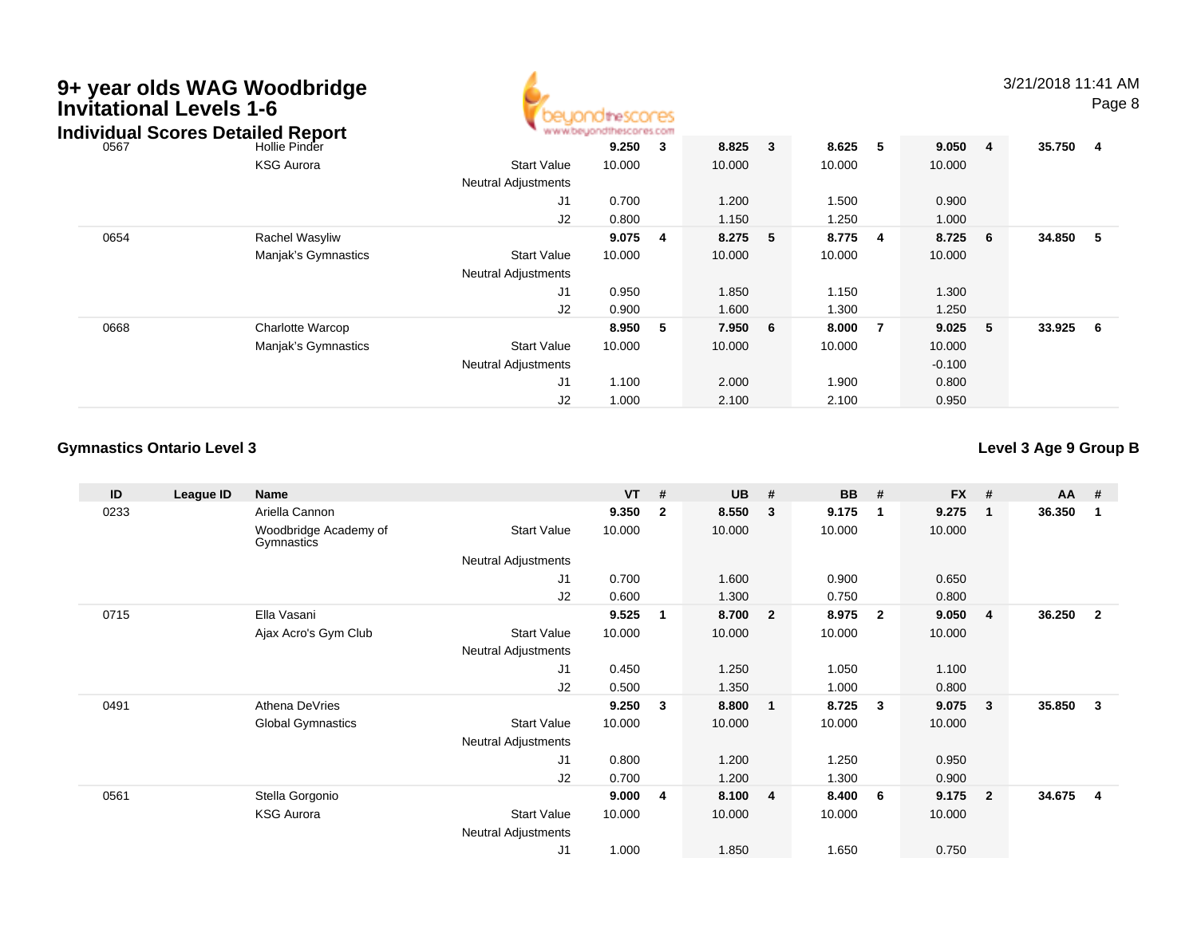# 9+ year olds WAG Woodbridge Invitational Levels 1-6

## Individual Scores Detailed Report

| ID | League ID | Name | | VT | # | UB | # | BB | # | FX | # | AA | # |
|---|---|---|---|---|---|---|---|---|---|---|---|---|---|
| 0567 | | Hollie Pinder | | **9.250** | **3** | **8.825** | **3** | **8.625** | **5** | **9.050** | **4** | **35.750** | **4** |
| | | KSG Aurora | Start Value | 10.000 | | 10.000 | | 10.000 | | 10.000 | | | |
| | | | Neutral Adjustments | | | | | | | | | | |
| | | | J1 | 0.700 | | 1.200 | | 1.500 | | 0.900 | | | |
| | | | J2 | 0.800 | | 1.150 | | 1.250 | | 1.000 | | | |
| 0654 | | Rachel Wasyliw | | **9.075** | **4** | **8.275** | **5** | **8.775** | **4** | **8.725** | **6** | **34.850** | **5** |
| | | Manjak's Gymnastics | Start Value | 10.000 | | 10.000 | | 10.000 | | 10.000 | | | |
| | | | Neutral Adjustments | | | | | | | | | | |
| | | | J1 | 0.950 | | 1.850 | | 1.150 | | 1.300 | | | |
| | | | J2 | 0.900 | | 1.600 | | 1.300 | | 1.250 | | | |
| 0668 | | Charlotte Warcop | | **8.950** | **5** | **7.950** | **6** | **8.000** | **7** | **9.025** | **5** | **33.925** | **6** |
| | | Manjak's Gymnastics | Start Value | 10.000 | | 10.000 | | 10.000 | | 10.000 | | | |
| | | | Neutral Adjustments | | | | | | | -0.100 | | | |
| | | | J1 | 1.100 | | 2.000 | | 1.900 | | 0.800 | | | |
| | | | J2 | 1.000 | | 2.100 | | 2.100 | | 0.950 | | | |

### Gymnastics Ontario Level 3

### Level 3 Age 9 Group B

| ID | League ID | Name | | VT | # | UB | # | BB | # | FX | # | AA | # |
|---|---|---|---|---|---|---|---|---|---|---|---|---|---|
| 0233 | | Ariella Cannon | | **9.350** | **2** | **8.550** | **3** | **9.175** | **1** | **9.275** | **1** | **36.350** | **1** |
| | | Woodbridge Academy of Gymnastics | Start Value | 10.000 | | 10.000 | | 10.000 | | 10.000 | | | |
| | | | Neutral Adjustments | | | | | | | | | | |
| | | | J1 | 0.700 | | 1.600 | | 0.900 | | 0.650 | | | |
| | | | J2 | 0.600 | | 1.300 | | 0.750 | | 0.800 | | | |
| 0715 | | Ella Vasani | | **9.525** | **1** | **8.700** | **2** | **8.975** | **2** | **9.050** | **4** | **36.250** | **2** |
| | | Ajax Acro's Gym Club | Start Value | 10.000 | | 10.000 | | 10.000 | | 10.000 | | | |
| | | | Neutral Adjustments | | | | | | | | | | |
| | | | J1 | 0.450 | | 1.250 | | 1.050 | | 1.100 | | | |
| | | | J2 | 0.500 | | 1.350 | | 1.000 | | 0.800 | | | |
| 0491 | | Athena DeVries | | **9.250** | **3** | **8.800** | **1** | **8.725** | **3** | **9.075** | **3** | **35.850** | **3** |
| | | Global Gymnastics | Start Value | 10.000 | | 10.000 | | 10.000 | | 10.000 | | | |
| | | | Neutral Adjustments | | | | | | | | | | |
| | | | J1 | 0.800 | | 1.200 | | 1.250 | | 0.950 | | | |
| | | | J2 | 0.700 | | 1.200 | | 1.300 | | 0.900 | | | |
| 0561 | | Stella Gorgonio | | **9.000** | **4** | **8.100** | **4** | **8.400** | **6** | **9.175** | **2** | **34.675** | **4** |
| | | KSG Aurora | Start Value | 10.000 | | 10.000 | | 10.000 | | 10.000 | | | |
| | | | Neutral Adjustments | | | | | | | | | | |
| | | | J1 | 1.000 | | 1.850 | | 1.650 | | 0.750 | | | |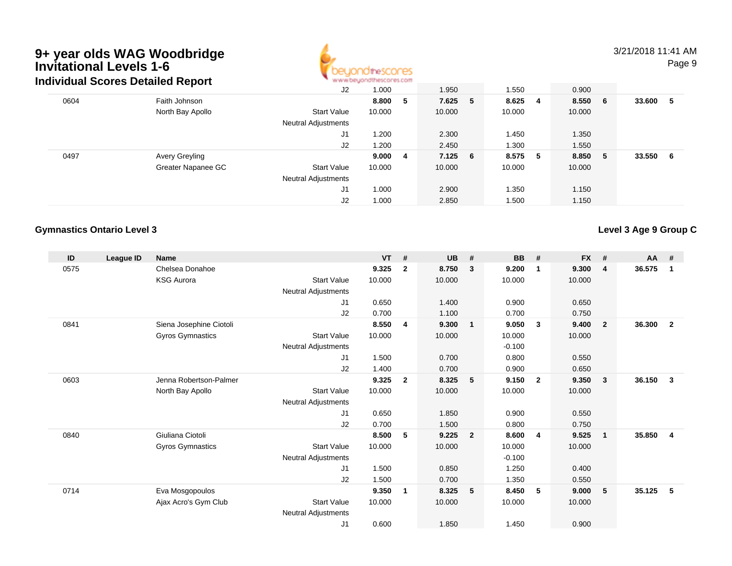# 9+ year olds WAG Woodbridge Invitational Levels 1-6

## Individual Scores Detailed Report

| ID | League ID | Name | | VT | # | UB | # | BB | # | FX | # | AA | # |
|---|---|---|---|---|---|---|---|---|---|---|---|---|---|
| | | | J2 | 1.000 | | 1.950 | | 1.550 | | 0.900 | | | |
| 0604 | | Faith Johnson | | **8.800** | **5** | **7.625** | **5** | **8.625** | **4** | **8.550** | **6** | **33.600** | **5** |
| | | North Bay Apollo | Start Value | 10.000 | | 10.000 | | 10.000 | | 10.000 | | | |
| | | | Neutral Adjustments | | | | | | | | | | |
| | | | J1 | 1.200 | | 2.300 | | 1.450 | | 1.350 | | | |
| | | | J2 | 1.200 | | 2.450 | | 1.300 | | 1.550 | | | |
| 0497 | | Avery Greyling | | **9.000** | **4** | **7.125** | **6** | **8.575** | **5** | **8.850** | **5** | **33.550** | **6** |
| | | Greater Napanee GC | Start Value | 10.000 | | 10.000 | | 10.000 | | 10.000 | | | |
| | | | Neutral Adjustments | | | | | | | | | | |
| | | | J1 | 1.000 | | 2.900 | | 1.350 | | 1.150 | | | |
| | | | J2 | 1.000 | | 2.850 | | 1.500 | | 1.150 | | | |

### Gymnastics Ontario Level 3

**Level 3 Age 9 Group C**

| ID | League ID | Name | | VT | # | UB | # | BB | # | FX | # | AA | # |
|---|---|---|---|---|---|---|---|---|---|---|---|---|---|
| 0575 | | Chelsea Donahoe | | **9.325** | **2** | **8.750** | **3** | **9.200** | **1** | **9.300** | **4** | **36.575** | **1** |
| | | KSG Aurora | Start Value | 10.000 | | 10.000 | | 10.000 | | 10.000 | | | |
| | | | Neutral Adjustments | | | | | | | | | | |
| | | | J1 | 0.650 | | 1.400 | | 0.900 | | 0.650 | | | |
| | | | J2 | 0.700 | | 1.100 | | 0.700 | | 0.750 | | | |
| 0841 | | Siena Josephine Ciotoli | | **8.550** | **4** | **9.300** | **1** | **9.050** | **3** | **9.400** | **2** | **36.300** | **2** |
| | | Gyros Gymnastics | Start Value | 10.000 | | 10.000 | | 10.000 | | 10.000 | | | |
| | | | Neutral Adjustments | | | | | -0.100 | | | | | |
| | | | J1 | 1.500 | | 0.700 | | 0.800 | | 0.550 | | | |
| | | | J2 | 1.400 | | 0.700 | | 0.900 | | 0.650 | | | |
| 0603 | | Jenna Robertson-Palmer | | **9.325** | **2** | **8.325** | **5** | **9.150** | **2** | **9.350** | **3** | **36.150** | **3** |
| | | North Bay Apollo | Start Value | 10.000 | | 10.000 | | 10.000 | | 10.000 | | | |
| | | | Neutral Adjustments | | | | | | | | | | |
| | | | J1 | 0.650 | | 1.850 | | 0.900 | | 0.550 | | | |
| | | | J2 | 0.700 | | 1.500 | | 0.800 | | 0.750 | | | |
| 0840 | | Giuliana Ciotoli | | **8.500** | **5** | **9.225** | **2** | **8.600** | **4** | **9.525** | **1** | **35.850** | **4** |
| | | Gyros Gymnastics | Start Value | 10.000 | | 10.000 | | 10.000 | | 10.000 | | | |
| | | | Neutral Adjustments | | | | | -0.100 | | | | | |
| | | | J1 | 1.500 | | 0.850 | | 1.250 | | 0.400 | | | |
| | | | J2 | 1.500 | | 0.700 | | 1.350 | | 0.550 | | | |
| 0714 | | Eva Mosgopoulos | | **9.350** | **1** | **8.325** | **5** | **8.450** | **5** | **9.000** | **5** | **35.125** | **5** |
| | | Ajax Acro's Gym Club | Start Value | 10.000 | | 10.000 | | 10.000 | | 10.000 | | | |
| | | | Neutral Adjustments | | | | | | | | | | |
| | | | J1 | 0.600 | | 1.850 | | 1.450 | | 0.900 | | | |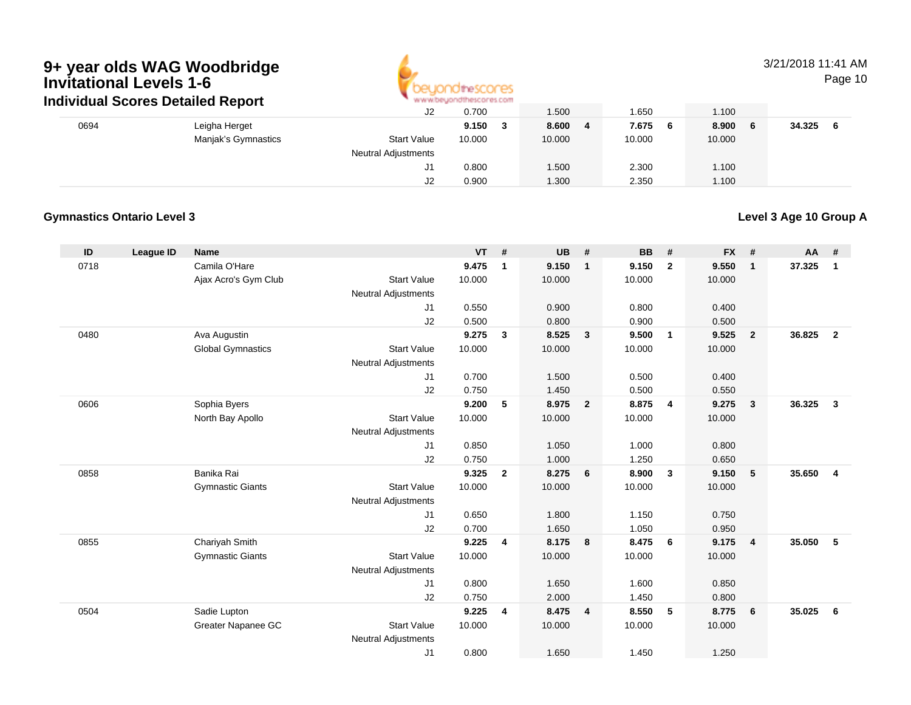# 9+ year olds WAG Woodbridge Invitational Levels 1-6

## Individual Scores Detailed Report

| ID | League ID | Name | | VT | # | UB | # | BB | # | FX | # | AA | # |
|---|---|---|---|---|---|---|---|---|---|---|---|---|---|
| | | | J2 | 0.700 | | 1.500 | | 1.650 | | 1.100 | | | |
| 0694 | | Leigha Herget | | **9.150** | **3** | **8.600** | **4** | **7.675** | **6** | **8.900** | **6** | **34.325** | **6** |
| | | Manjak's Gymnastics | Start Value | 10.000 | | 10.000 | | 10.000 | | 10.000 | | | |
| | | | Neutral Adjustments | | | | | | | | | | |
| | | | J1 | 0.800 | | 1.500 | | 2.300 | | 1.100 | | | |
| | | | J2 | 0.900 | | 1.300 | | 2.350 | | 1.100 | | | |

### Gymnastics Ontario Level 3

### Level 3 Age 10 Group A

| ID | League ID | Name | | VT | # | UB | # | BB | # | FX | # | AA | # |
|---|---|---|---|---|---|---|---|---|---|---|---|---|---|
| 0718 | | Camila O'Hare | | **9.475** | **1** | **9.150** | **1** | **9.150** | **2** | **9.550** | **1** | **37.325** | **1** |
| | | Ajax Acro's Gym Club | Start Value | 10.000 | | 10.000 | | 10.000 | | 10.000 | | | |
| | | | Neutral Adjustments | | | | | | | | | | |
| | | | J1 | 0.550 | | 0.900 | | 0.800 | | 0.400 | | | |
| | | | J2 | 0.500 | | 0.800 | | 0.900 | | 0.500 | | | |
| 0480 | | Ava Augustin | | **9.275** | **3** | **8.525** | **3** | **9.500** | **1** | **9.525** | **2** | **36.825** | **2** |
| | | Global Gymnastics | Start Value | 10.000 | | 10.000 | | 10.000 | | 10.000 | | | |
| | | | Neutral Adjustments | | | | | | | | | | |
| | | | J1 | 0.700 | | 1.500 | | 0.500 | | 0.400 | | | |
| | | | J2 | 0.750 | | 1.450 | | 0.500 | | 0.550 | | | |
| 0606 | | Sophia Byers | | **9.200** | **5** | **8.975** | **2** | **8.875** | **4** | **9.275** | **3** | **36.325** | **3** |
| | | North Bay Apollo | Start Value | 10.000 | | 10.000 | | 10.000 | | 10.000 | | | |
| | | | Neutral Adjustments | | | | | | | | | | |
| | | | J1 | 0.850 | | 1.050 | | 1.000 | | 0.800 | | | |
| | | | J2 | 0.750 | | 1.000 | | 1.250 | | 0.650 | | | |
| 0858 | | Banika Rai | | **9.325** | **2** | **8.275** | **6** | **8.900** | **3** | **9.150** | **5** | **35.650** | **4** |
| | | Gymnastic Giants | Start Value | 10.000 | | 10.000 | | 10.000 | | 10.000 | | | |
| | | | Neutral Adjustments | | | | | | | | | | |
| | | | J1 | 0.650 | | 1.800 | | 1.150 | | 0.750 | | | |
| | | | J2 | 0.700 | | 1.650 | | 1.050 | | 0.950 | | | |
| 0855 | | Chariyah Smith | | **9.225** | **4** | **8.175** | **8** | **8.475** | **6** | **9.175** | **4** | **35.050** | **5** |
| | | Gymnastic Giants | Start Value | 10.000 | | 10.000 | | 10.000 | | 10.000 | | | |
| | | | Neutral Adjustments | | | | | | | | | | |
| | | | J1 | 0.800 | | 1.650 | | 1.600 | | 0.850 | | | |
| | | | J2 | 0.750 | | 2.000 | | 1.450 | | 0.800 | | | |
| 0504 | | Sadie Lupton | | **9.225** | **4** | **8.475** | **4** | **8.550** | **5** | **8.775** | **6** | **35.025** | **6** |
| | | Greater Napanee GC | Start Value | 10.000 | | 10.000 | | 10.000 | | 10.000 | | | |
| | | | Neutral Adjustments | | | | | | | | | | |
| | | | J1 | 0.800 | | 1.650 | | 1.450 | | 1.250 | | | |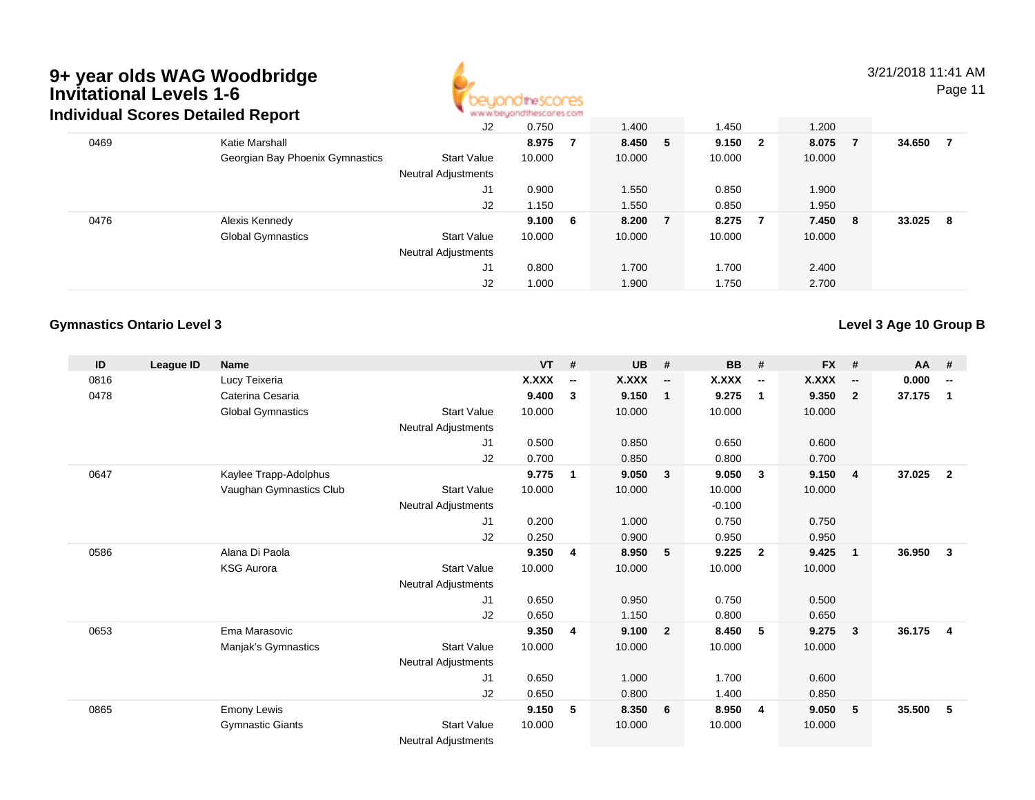# 9+ year olds WAG Woodbridge Invitational Levels 1-6

## Individual Scores Detailed Report

| ID | League ID | Name | | VT | # | UB | # | BB | # | FX | # | AA | # |
|---|---|---|---|---|---|---|---|---|---|---|---|---|---|
| | | | J2 | 0.750 | | 1.400 | | 1.450 | | 1.200 | | | |
| 0469 | | Katie Marshall | | **8.975** | **7** | **8.450** | **5** | **9.150** | **2** | **8.075** | **7** | **34.650** | **7** |
| | | Georgian Bay Phoenix Gymnastics | Start Value | 10.000 | | 10.000 | | 10.000 | | 10.000 | | | |
| | | | Neutral Adjustments | | | | | | | | | | |
| | | | J1 | 0.900 | | 1.550 | | 0.850 | | 1.900 | | | |
| | | | J2 | 1.150 | | 1.550 | | 0.850 | | 1.950 | | | |
| 0476 | | Alexis Kennedy | | **9.100** | **6** | **8.200** | **7** | **8.275** | **7** | **7.450** | **8** | **33.025** | **8** |
| | | Global Gymnastics | Start Value | 10.000 | | 10.000 | | 10.000 | | 10.000 | | | |
| | | | Neutral Adjustments | | | | | | | | | | |
| | | | J1 | 0.800 | | 1.700 | | 1.700 | | 2.400 | | | |
| | | | J2 | 1.000 | | 1.900 | | 1.750 | | 2.700 | | | |

### Gymnastics Ontario Level 3

### Level 3 Age 10 Group B

| ID | League ID | Name | | VT | # | UB | # | BB | # | FX | # | AA | # |
|---|---|---|---|---|---|---|---|---|---|---|---|---|---|
| 0816 | | Lucy Teixeria | | **X.XXX** | **--** | **X.XXX** | **--** | **X.XXX** | **--** | **X.XXX** | **--** | **0.000** | **--** |
| 0478 | | Caterina Cesaria | | **9.400** | **3** | **9.150** | **1** | **9.275** | **1** | **9.350** | **2** | **37.175** | **1** |
| | | Global Gymnastics | Start Value | 10.000 | | 10.000 | | 10.000 | | 10.000 | | | |
| | | | Neutral Adjustments | | | | | | | | | | |
| | | | J1 | 0.500 | | 0.850 | | 0.650 | | 0.600 | | | |
| | | | J2 | 0.700 | | 0.850 | | 0.800 | | 0.700 | | | |
| 0647 | | Kaylee Trapp-Adolphus | | **9.775** | **1** | **9.050** | **3** | **9.050** | **3** | **9.150** | **4** | **37.025** | **2** |
| | | Vaughan Gymnastics Club | Start Value | 10.000 | | 10.000 | | 10.000 | | 10.000 | | | |
| | | | Neutral Adjustments | | | | | -0.100 | | | | | |
| | | | J1 | 0.200 | | 1.000 | | 0.750 | | 0.750 | | | |
| | | | J2 | 0.250 | | 0.900 | | 0.950 | | 0.950 | | | |
| 0586 | | Alana Di Paola | | **9.350** | **4** | **8.950** | **5** | **9.225** | **2** | **9.425** | **1** | **36.950** | **3** |
| | | KSG Aurora | Start Value | 10.000 | | 10.000 | | 10.000 | | 10.000 | | | |
| | | | Neutral Adjustments | | | | | | | | | | |
| | | | J1 | 0.650 | | 0.950 | | 0.750 | | 0.500 | | | |
| | | | J2 | 0.650 | | 1.150 | | 0.800 | | 0.650 | | | |
| 0653 | | Ema Marasovic | | **9.350** | **4** | **9.100** | **2** | **8.450** | **5** | **9.275** | **3** | **36.175** | **4** |
| | | Manjak's Gymnastics | Start Value | 10.000 | | 10.000 | | 10.000 | | 10.000 | | | |
| | | | Neutral Adjustments | | | | | | | | | | |
| | | | J1 | 0.650 | | 1.000 | | 1.700 | | 0.600 | | | |
| | | | J2 | 0.650 | | 0.800 | | 1.400 | | 0.850 | | | |
| 0865 | | Emony Lewis | | **9.150** | **5** | **8.350** | **6** | **8.950** | **4** | **9.050** | **5** | **35.500** | **5** |
| | | Gymnastic Giants | Start Value | 10.000 | | 10.000 | | 10.000 | | 10.000 | | | |
| | | | Neutral Adjustments | | | | | | | | | | |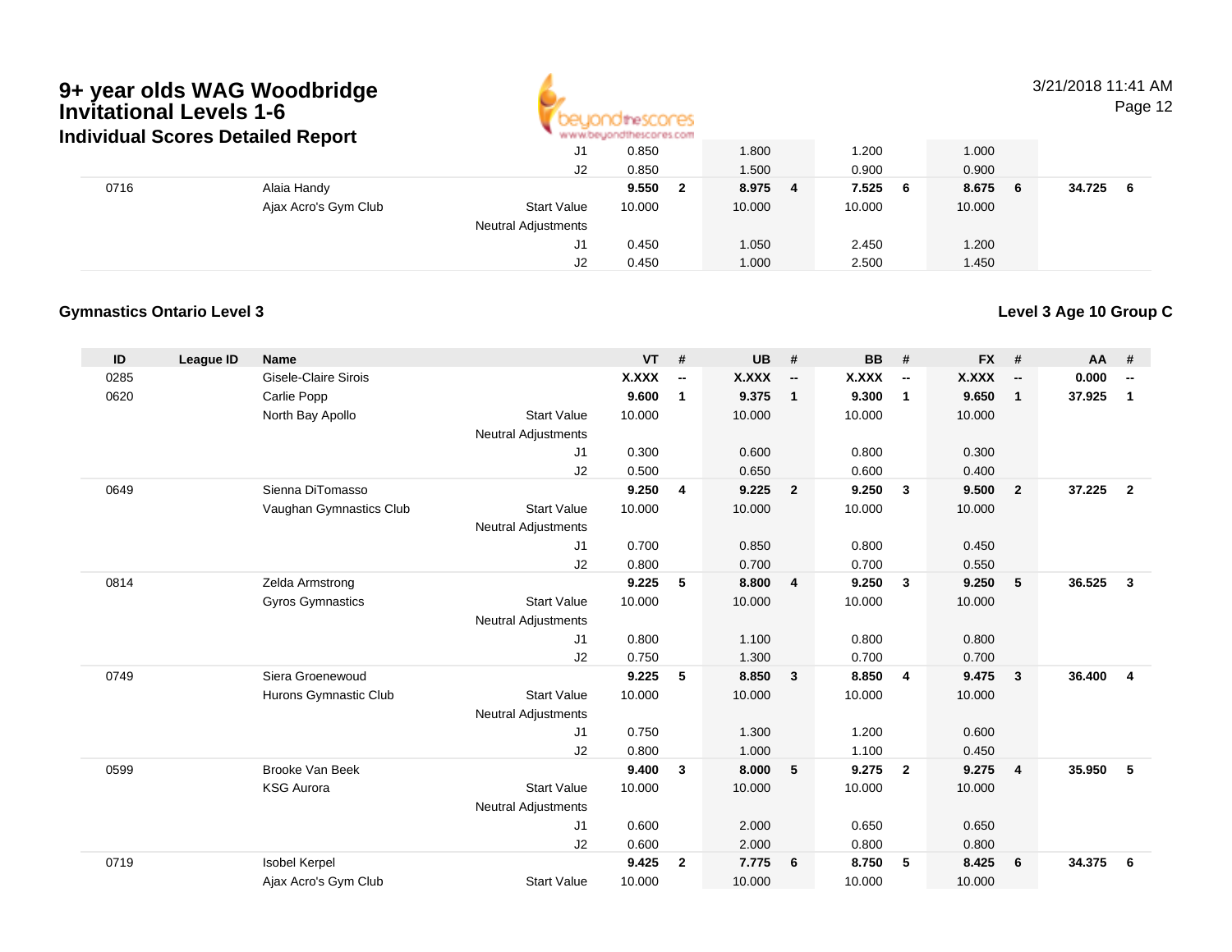# 9+ year olds WAG Woodbridge Invitational Levels 1-6

### Individual Scores Detailed Report

3/21/2018 11:41 AM

| ID | League ID | Name | | VT | # | UB | # | BB | # | FX | # | AA | # |
|---|---|---|---|---|---|---|---|---|---|---|---|---|---|
| | | | J1 | 0.850 | | 1.800 | | 1.200 | | 1.000 | | | |
| | | | J2 | 0.850 | | 1.500 | | 0.900 | | 0.900 | | | |
| 0716 | | Alaia Handy | | **9.550** | **2** | **8.975** | **4** | **7.525** | **6** | **8.675** | **6** | **34.725** | **6** |
| | | Ajax Acro's Gym Club | Start Value | 10.000 | | 10.000 | | 10.000 | | 10.000 | | | |
| | | | Neutral Adjustments | | | | | | | | | | |
| | | | J1 | 0.450 | | 1.050 | | 2.450 | | 1.200 | | | |
| | | | J2 | 0.450 | | 1.000 | | 2.500 | | 1.450 | | | |

**Gymnastics Ontario Level 3**

**Level 3 Age 10 Group C**

| ID | League ID | Name | | VT | # | UB | # | BB | # | FX | # | AA | # |
|---|---|---|---|---|---|---|---|---|---|---|---|---|---|
| 0285 | | Gisele-Claire Sirois | | **X.XXX** | **--** | **X.XXX** | **--** | **X.XXX** | **--** | **X.XXX** | **--** | **0.000** | **--** |
| 0620 | | Carlie Popp | | **9.600** | **1** | **9.375** | **1** | **9.300** | **1** | **9.650** | **1** | **37.925** | **1** |
| | | North Bay Apollo | Start Value | 10.000 | | 10.000 | | 10.000 | | 10.000 | | | |
| | | | Neutral Adjustments | | | | | | | | | | |
| | | | J1 | 0.300 | | 0.600 | | 0.800 | | 0.300 | | | |
| | | | J2 | 0.500 | | 0.650 | | 0.600 | | 0.400 | | | |
| 0649 | | Sienna DiTomasso | | **9.250** | **4** | **9.225** | **2** | **9.250** | **3** | **9.500** | **2** | **37.225** | **2** |
| | | Vaughan Gymnastics Club | Start Value | 10.000 | | 10.000 | | 10.000 | | 10.000 | | | |
| | | | Neutral Adjustments | | | | | | | | | | |
| | | | J1 | 0.700 | | 0.850 | | 0.800 | | 0.450 | | | |
| | | | J2 | 0.800 | | 0.700 | | 0.700 | | 0.550 | | | |
| 0814 | | Zelda Armstrong | | **9.225** | **5** | **8.800** | **4** | **9.250** | **3** | **9.250** | **5** | **36.525** | **3** |
| | | Gyros Gymnastics | Start Value | 10.000 | | 10.000 | | 10.000 | | 10.000 | | | |
| | | | Neutral Adjustments | | | | | | | | | | |
| | | | J1 | 0.800 | | 1.100 | | 0.800 | | 0.800 | | | |
| | | | J2 | 0.750 | | 1.300 | | 0.700 | | 0.700 | | | |
| 0749 | | Siera Groenewoud | | **9.225** | **5** | **8.850** | **3** | **8.850** | **4** | **9.475** | **3** | **36.400** | **4** |
| | | Hurons Gymnastic Club | Start Value | 10.000 | | 10.000 | | 10.000 | | 10.000 | | | |
| | | | Neutral Adjustments | | | | | | | | | | |
| | | | J1 | 0.750 | | 1.300 | | 1.200 | | 0.600 | | | |
| | | | J2 | 0.800 | | 1.000 | | 1.100 | | 0.450 | | | |
| 0599 | | Brooke Van Beek | | **9.400** | **3** | **8.000** | **5** | **9.275** | **2** | **9.275** | **4** | **35.950** | **5** |
| | | KSG Aurora | Start Value | 10.000 | | 10.000 | | 10.000 | | 10.000 | | | |
| | | | Neutral Adjustments | | | | | | | | | | |
| | | | J1 | 0.600 | | 2.000 | | 0.650 | | 0.650 | | | |
| | | | J2 | 0.600 | | 2.000 | | 0.800 | | 0.800 | | | |
| 0719 | | Isobel Kerpel | | **9.425** | **2** | **7.775** | **6** | **8.750** | **5** | **8.425** | **6** | **34.375** | **6** |
| | | Ajax Acro's Gym Club | Start Value | 10.000 | | 10.000 | | 10.000 | | 10.000 | | | |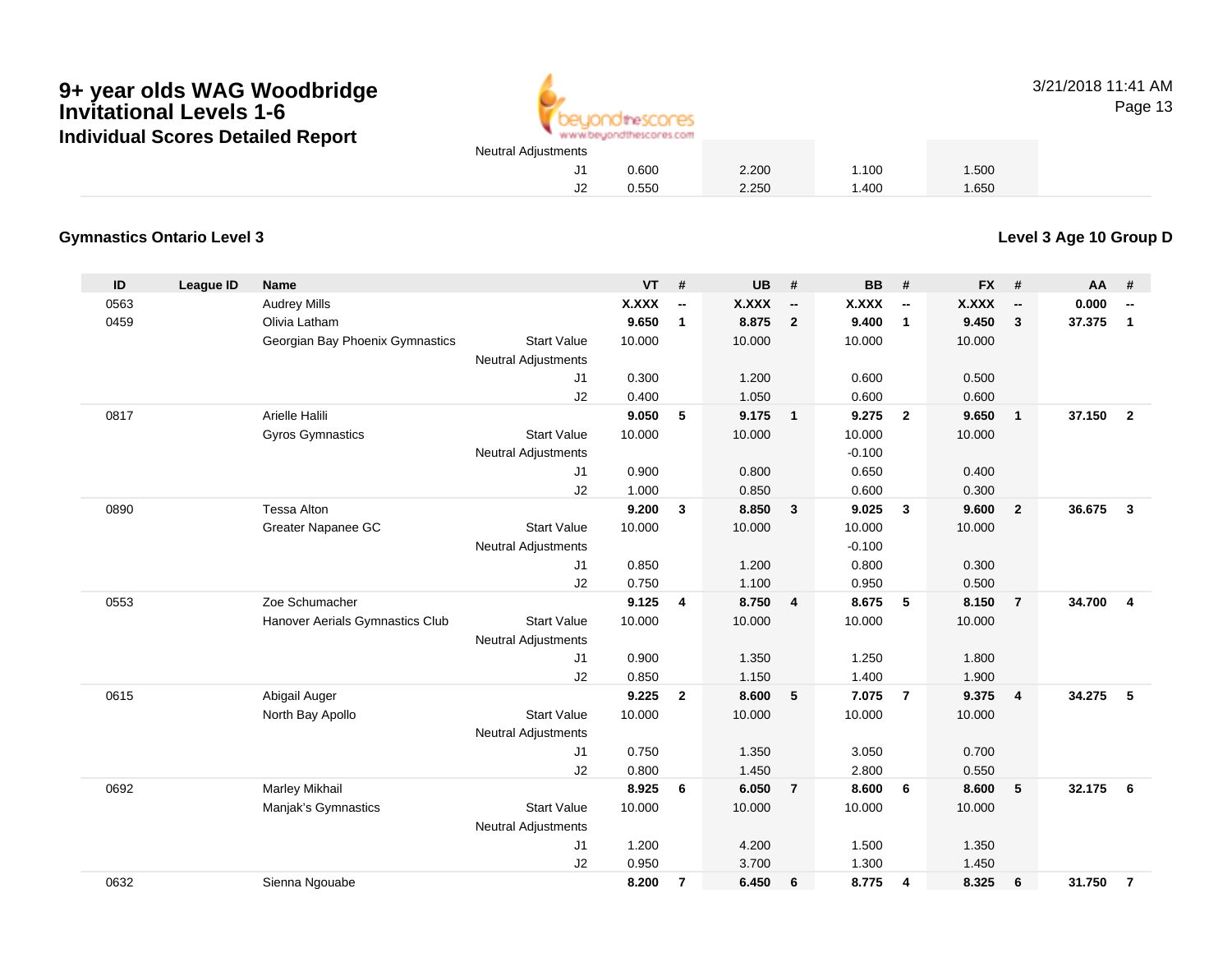# 9+ year olds WAG Woodbridge Invitational Levels 1-6

## Individual Scores Detailed Report

| | | | | | | | | |
|---|---|---|---|---|---|---|---|---|
| Neutral Adjustments | | | | | | | | |
| J1 | 0.600 | | 2.200 | | 1.100 | | 1.500 | |
| J2 | 0.550 | | 2.250 | | 1.400 | | 1.650 | |

### Gymnastics Ontario Level 3

### Level 3 Age 10 Group D

| ID | League ID | Name | | VT | # | UB | # | BB | # | FX | # | AA | # |
|---|---|---|---|---|---|---|---|---|---|---|---|---|---|
| 0563 | | Audrey Mills | | **X.XXX** | **--** | **X.XXX** | **--** | **X.XXX** | **--** | **X.XXX** | **--** | **0.000** | **--** |
| 0459 | | Olivia Latham | | **9.650** | **1** | **8.875** | **2** | **9.400** | **1** | **9.450** | **3** | **37.375** | **1** |
| | | Georgian Bay Phoenix Gymnastics | Start Value | 10.000 | | 10.000 | | 10.000 | | 10.000 | | | |
| | | | Neutral Adjustments | | | | | | | | | | |
| | | | J1 | 0.300 | | 1.200 | | 0.600 | | 0.500 | | | |
| | | | J2 | 0.400 | | 1.050 | | 0.600 | | 0.600 | | | |
| 0817 | | Arielle Halili | | **9.050** | **5** | **9.175** | **1** | **9.275** | **2** | **9.650** | **1** | **37.150** | **2** |
| | | Gyros Gymnastics | Start Value | 10.000 | | 10.000 | | 10.000 | | 10.000 | | | |
| | | | Neutral Adjustments | | | | | -0.100 | | | | | |
| | | | J1 | 0.900 | | 0.800 | | 0.650 | | 0.400 | | | |
| | | | J2 | 1.000 | | 0.850 | | 0.600 | | 0.300 | | | |
| 0890 | | Tessa Alton | | **9.200** | **3** | **8.850** | **3** | **9.025** | **3** | **9.600** | **2** | **36.675** | **3** |
| | | Greater Napanee GC | Start Value | 10.000 | | 10.000 | | 10.000 | | 10.000 | | | |
| | | | Neutral Adjustments | | | | | -0.100 | | | | | |
| | | | J1 | 0.850 | | 1.200 | | 0.800 | | 0.300 | | | |
| | | | J2 | 0.750 | | 1.100 | | 0.950 | | 0.500 | | | |
| 0553 | | Zoe Schumacher | | **9.125** | **4** | **8.750** | **4** | **8.675** | **5** | **8.150** | **7** | **34.700** | **4** |
| | | Hanover Aerials Gymnastics Club | Start Value | 10.000 | | 10.000 | | 10.000 | | 10.000 | | | |
| | | | Neutral Adjustments | | | | | | | | | | |
| | | | J1 | 0.900 | | 1.350 | | 1.250 | | 1.800 | | | |
| | | | J2 | 0.850 | | 1.150 | | 1.400 | | 1.900 | | | |
| 0615 | | Abigail Auger | | **9.225** | **2** | **8.600** | **5** | **7.075** | **7** | **9.375** | **4** | **34.275** | **5** |
| | | North Bay Apollo | Start Value | 10.000 | | 10.000 | | 10.000 | | 10.000 | | | |
| | | | Neutral Adjustments | | | | | | | | | | |
| | | | J1 | 0.750 | | 1.350 | | 3.050 | | 0.700 | | | |
| | | | J2 | 0.800 | | 1.450 | | 2.800 | | 0.550 | | | |
| 0692 | | Marley Mikhail | | **8.925** | **6** | **6.050** | **7** | **8.600** | **6** | **8.600** | **5** | **32.175** | **6** |
| | | Manjak's Gymnastics | Start Value | 10.000 | | 10.000 | | 10.000 | | 10.000 | | | |
| | | | Neutral Adjustments | | | | | | | | | | |
| | | | J1 | 1.200 | | 4.200 | | 1.500 | | 1.350 | | | |
| | | | J2 | 0.950 | | 3.700 | | 1.300 | | 1.450 | | | |
| 0632 | | Sienna Ngouabe | | **8.200** | **7** | **6.450** | **6** | **8.775** | **4** | **8.325** | **6** | **31.750** | **7** |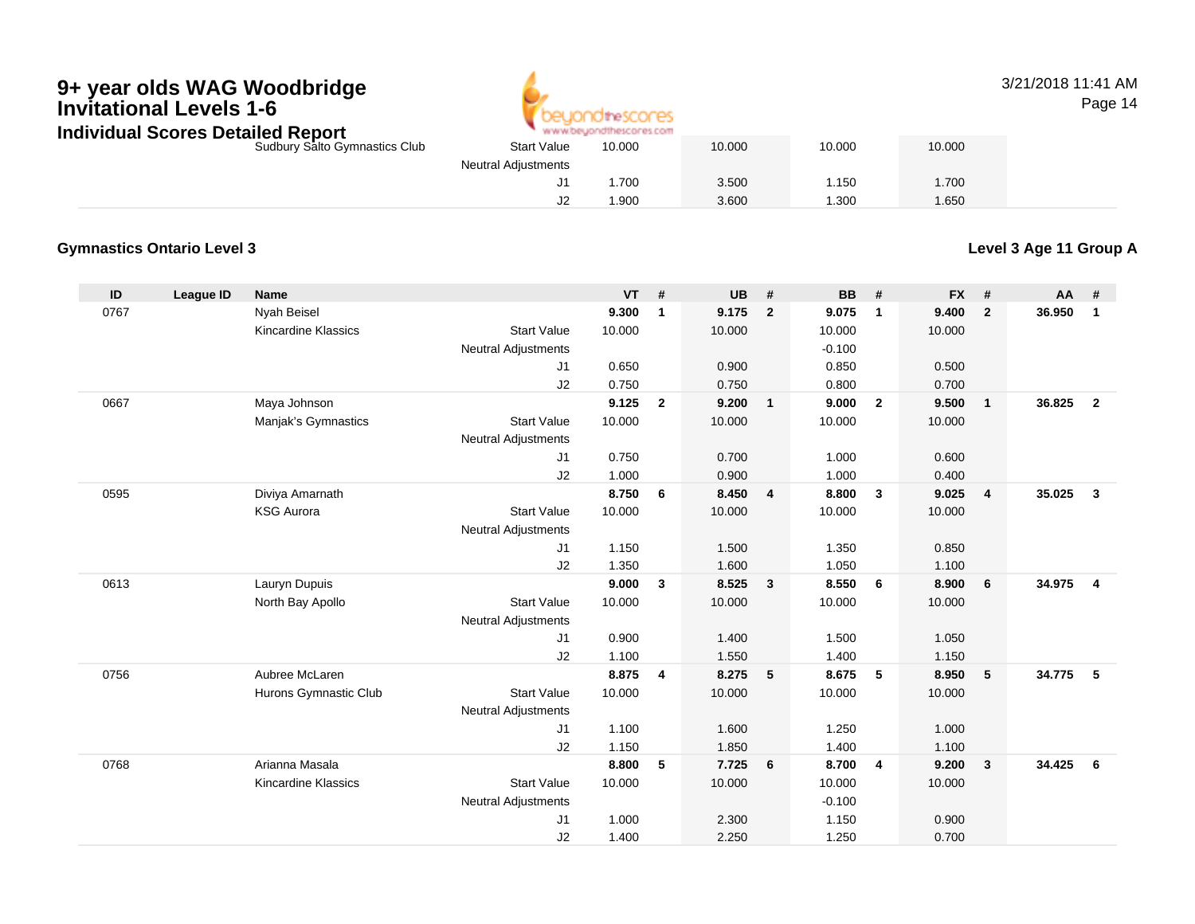# 9+ year olds WAG Woodbridge Invitational Levels 1-6

## Individual Scores Detailed Report

| | | | | VT | # | UB | # | BB | # | FX | # | AA | # |
|---|---|---|---|---|---|---|---|---|---|---|---|---|---|
| | | Sudbury Salto Gymnastics Club | Start Value | 10.000 | | 10.000 | | 10.000 | | 10.000 | | | |
| | | | Neutral Adjustments | | | | | | | | | | |
| | | | J1 | 1.700 | | 3.500 | | 1.150 | | 1.700 | | | |
| | | | J2 | 1.900 | | 3.600 | | 1.300 | | 1.650 | | | |

### Gymnastics Ontario Level 3

**Level 3 Age 11 Group A**

| ID | League ID | Name | | VT | # | UB | # | BB | # | FX | # | AA | # |
|---|---|---|---|---|---|---|---|---|---|---|---|---|---|
| 0767 | | Nyah Beisel | | **9.300** | **1** | **9.175** | **2** | **9.075** | **1** | **9.400** | **2** | **36.950** | **1** |
| | | Kincardine Klassics | Start Value | 10.000 | | 10.000 | | 10.000 | | 10.000 | | | |
| | | | Neutral Adjustments | | | | | -0.100 | | | | | |
| | | | J1 | 0.650 | | 0.900 | | 0.850 | | 0.500 | | | |
| | | | J2 | 0.750 | | 0.750 | | 0.800 | | 0.700 | | | |
| 0667 | | Maya Johnson | | **9.125** | **2** | **9.200** | **1** | **9.000** | **2** | **9.500** | **1** | **36.825** | **2** |
| | | Manjak's Gymnastics | Start Value | 10.000 | | 10.000 | | 10.000 | | 10.000 | | | |
| | | | Neutral Adjustments | | | | | | | | | | |
| | | | J1 | 0.750 | | 0.700 | | 1.000 | | 0.600 | | | |
| | | | J2 | 1.000 | | 0.900 | | 1.000 | | 0.400 | | | |
| 0595 | | Diviya Amarnath | | **8.750** | **6** | **8.450** | **4** | **8.800** | **3** | **9.025** | **4** | **35.025** | **3** |
| | | KSG Aurora | Start Value | 10.000 | | 10.000 | | 10.000 | | 10.000 | | | |
| | | | Neutral Adjustments | | | | | | | | | | |
| | | | J1 | 1.150 | | 1.500 | | 1.350 | | 0.850 | | | |
| | | | J2 | 1.350 | | 1.600 | | 1.050 | | 1.100 | | | |
| 0613 | | Lauryn Dupuis | | **9.000** | **3** | **8.525** | **3** | **8.550** | **6** | **8.900** | **6** | **34.975** | **4** |
| | | North Bay Apollo | Start Value | 10.000 | | 10.000 | | 10.000 | | 10.000 | | | |
| | | | Neutral Adjustments | | | | | | | | | | |
| | | | J1 | 0.900 | | 1.400 | | 1.500 | | 1.050 | | | |
| | | | J2 | 1.100 | | 1.550 | | 1.400 | | 1.150 | | | |
| 0756 | | Aubree McLaren | | **8.875** | **4** | **8.275** | **5** | **8.675** | **5** | **8.950** | **5** | **34.775** | **5** |
| | | Hurons Gymnastic Club | Start Value | 10.000 | | 10.000 | | 10.000 | | 10.000 | | | |
| | | | Neutral Adjustments | | | | | | | | | | |
| | | | J1 | 1.100 | | 1.600 | | 1.250 | | 1.000 | | | |
| | | | J2 | 1.150 | | 1.850 | | 1.400 | | 1.100 | | | |
| 0768 | | Arianna Masala | | **8.800** | **5** | **7.725** | **6** | **8.700** | **4** | **9.200** | **3** | **34.425** | **6** |
| | | Kincardine Klassics | Start Value | 10.000 | | 10.000 | | 10.000 | | 10.000 | | | |
| | | | Neutral Adjustments | | | | | -0.100 | | | | | |
| | | | J1 | 1.000 | | 2.300 | | 1.150 | | 0.900 | | | |
| | | | J2 | 1.400 | | 2.250 | | 1.250 | | 0.700 | | | |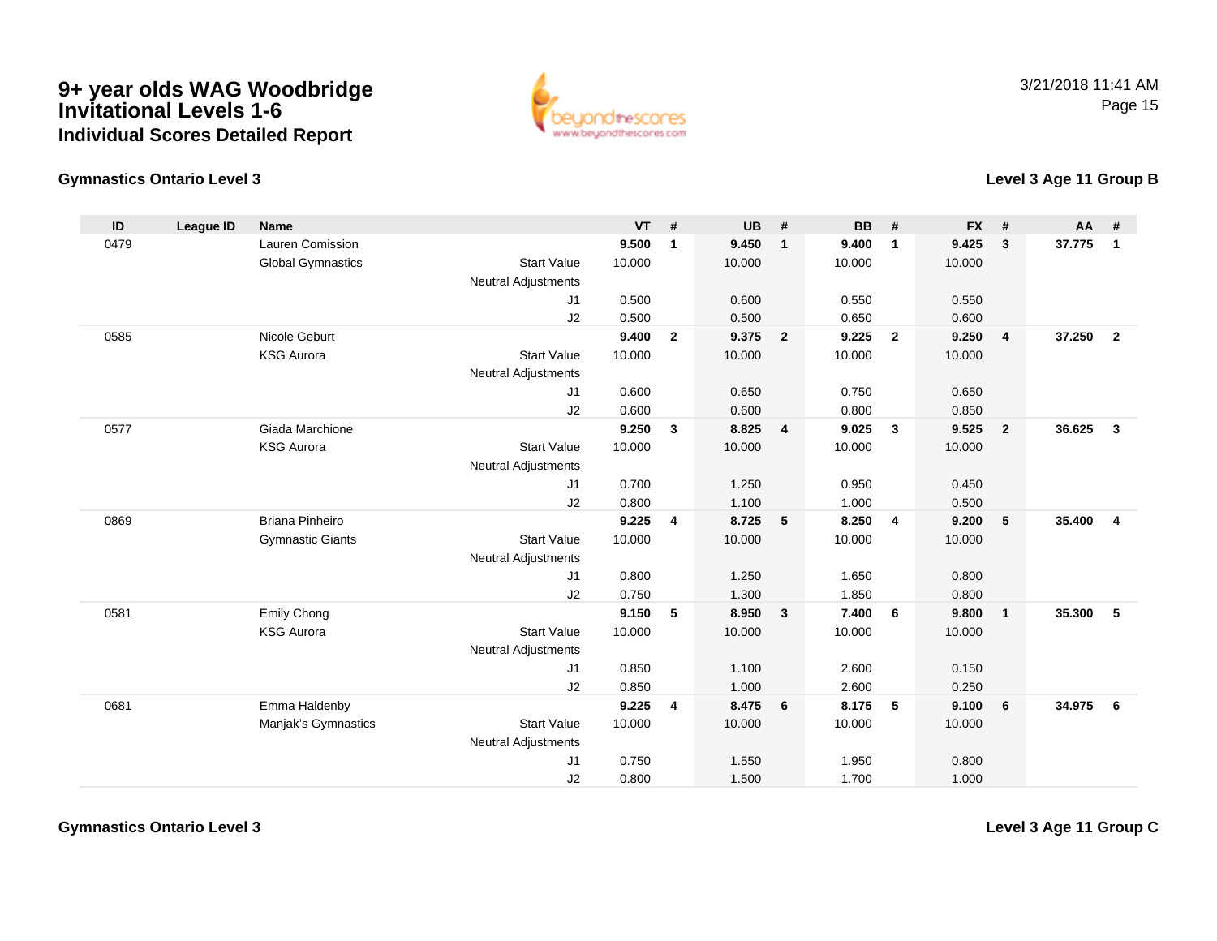# 9+ year olds WAG Woodbridge Invitational Levels 1-6

## Individual Scores Detailed Report

3/21/2018 11:41 AM

### Gymnastics Ontario Level 3

### Level 3 Age 11 Group B

| ID | League ID | Name | | VT | # | UB | # | BB | # | FX | # | AA | # |
|---|---|---|---|---|---|---|---|---|---|---|---|---|---|
| 0479 | | Lauren Comission | | **9.500** | **1** | **9.450** | **1** | **9.400** | **1** | **9.425** | **3** | **37.775** | **1** |
| | | Global Gymnastics | Start Value | 10.000 | | 10.000 | | 10.000 | | 10.000 | | | |
| | | | Neutral Adjustments | | | | | | | | | | |
| | | | J1 | 0.500 | | 0.600 | | 0.550 | | 0.550 | | | |
| | | | J2 | 0.500 | | 0.500 | | 0.650 | | 0.600 | | | |
| 0585 | | Nicole Geburt | | **9.400** | **2** | **9.375** | **2** | **9.225** | **2** | **9.250** | **4** | **37.250** | **2** |
| | | KSG Aurora | Start Value | 10.000 | | 10.000 | | 10.000 | | 10.000 | | | |
| | | | Neutral Adjustments | | | | | | | | | | |
| | | | J1 | 0.600 | | 0.650 | | 0.750 | | 0.650 | | | |
| | | | J2 | 0.600 | | 0.600 | | 0.800 | | 0.850 | | | |
| 0577 | | Giada Marchione | | **9.250** | **3** | **8.825** | **4** | **9.025** | **3** | **9.525** | **2** | **36.625** | **3** |
| | | KSG Aurora | Start Value | 10.000 | | 10.000 | | 10.000 | | 10.000 | | | |
| | | | Neutral Adjustments | | | | | | | | | | |
| | | | J1 | 0.700 | | 1.250 | | 0.950 | | 0.450 | | | |
| | | | J2 | 0.800 | | 1.100 | | 1.000 | | 0.500 | | | |
| 0869 | | Briana Pinheiro | | **9.225** | **4** | **8.725** | **5** | **8.250** | **4** | **9.200** | **5** | **35.400** | **4** |
| | | Gymnastic Giants | Start Value | 10.000 | | 10.000 | | 10.000 | | 10.000 | | | |
| | | | Neutral Adjustments | | | | | | | | | | |
| | | | J1 | 0.800 | | 1.250 | | 1.650 | | 0.800 | | | |
| | | | J2 | 0.750 | | 1.300 | | 1.850 | | 0.800 | | | |
| 0581 | | Emily Chong | | **9.150** | **5** | **8.950** | **3** | **7.400** | **6** | **9.800** | **1** | **35.300** | **5** |
| | | KSG Aurora | Start Value | 10.000 | | 10.000 | | 10.000 | | 10.000 | | | |
| | | | Neutral Adjustments | | | | | | | | | | |
| | | | J1 | 0.850 | | 1.100 | | 2.600 | | 0.150 | | | |
| | | | J2 | 0.850 | | 1.000 | | 2.600 | | 0.250 | | | |
| 0681 | | Emma Haldenby | | **9.225** | **4** | **8.475** | **6** | **8.175** | **5** | **9.100** | **6** | **34.975** | **6** |
| | | Manjak's Gymnastics | Start Value | 10.000 | | 10.000 | | 10.000 | | 10.000 | | | |
| | | | Neutral Adjustments | | | | | | | | | | |
| | | | J1 | 0.750 | | 1.550 | | 1.950 | | 0.800 | | | |
| | | | J2 | 0.800 | | 1.500 | | 1.700 | | 1.000 | | | |

### Gymnastics Ontario Level 3

### Level 3 Age 11 Group C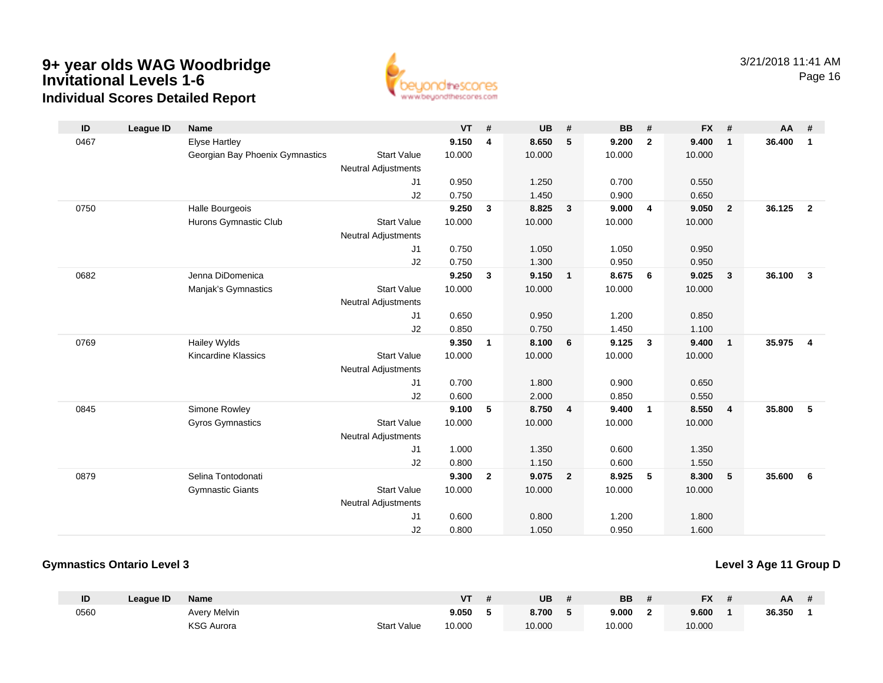# 9+ year olds WAG Woodbridge Invitational Levels 1-6

## Individual Scores Detailed Report

3/21/2018 11:41 AM

| ID | League ID | Name | | VT | # | UB | # | BB | # | FX | # | AA | # |
|---|---|---|---|---|---|---|---|---|---|---|---|---|---|
| 0467 | | Elyse Hartley | | **9.150** | **4** | **8.650** | **5** | **9.200** | **2** | **9.400** | **1** | **36.400** | **1** |
| | | Georgian Bay Phoenix Gymnastics | Start Value | 10.000 | | 10.000 | | 10.000 | | 10.000 | | | |
| | | | Neutral Adjustments | | | | | | | | | | |
| | | | J1 | 0.950 | | 1.250 | | 0.700 | | 0.550 | | | |
| | | | J2 | 0.750 | | 1.450 | | 0.900 | | 0.650 | | | |
| 0750 | | Halle Bourgeois | | **9.250** | **3** | **8.825** | **3** | **9.000** | **4** | **9.050** | **2** | **36.125** | **2** |
| | | Hurons Gymnastic Club | Start Value | 10.000 | | 10.000 | | 10.000 | | 10.000 | | | |
| | | | Neutral Adjustments | | | | | | | | | | |
| | | | J1 | 0.750 | | 1.050 | | 1.050 | | 0.950 | | | |
| | | | J2 | 0.750 | | 1.300 | | 0.950 | | 0.950 | | | |
| 0682 | | Jenna DiDomenica | | **9.250** | **3** | **9.150** | **1** | **8.675** | **6** | **9.025** | **3** | **36.100** | **3** |
| | | Manjak's Gymnastics | Start Value | 10.000 | | 10.000 | | 10.000 | | 10.000 | | | |
| | | | Neutral Adjustments | | | | | | | | | | |
| | | | J1 | 0.650 | | 0.950 | | 1.200 | | 0.850 | | | |
| | | | J2 | 0.850 | | 0.750 | | 1.450 | | 1.100 | | | |
| 0769 | | Hailey Wylds | | **9.350** | **1** | **8.100** | **6** | **9.125** | **3** | **9.400** | **1** | **35.975** | **4** |
| | | Kincardine Klassics | Start Value | 10.000 | | 10.000 | | 10.000 | | 10.000 | | | |
| | | | Neutral Adjustments | | | | | | | | | | |
| | | | J1 | 0.700 | | 1.800 | | 0.900 | | 0.650 | | | |
| | | | J2 | 0.600 | | 2.000 | | 0.850 | | 0.550 | | | |
| 0845 | | Simone Rowley | | **9.100** | **5** | **8.750** | **4** | **9.400** | **1** | **8.550** | **4** | **35.800** | **5** |
| | | Gyros Gymnastics | Start Value | 10.000 | | 10.000 | | 10.000 | | 10.000 | | | |
| | | | Neutral Adjustments | | | | | | | | | | |
| | | | J1 | 1.000 | | 1.350 | | 0.600 | | 1.350 | | | |
| | | | J2 | 0.800 | | 1.150 | | 0.600 | | 1.550 | | | |
| 0879 | | Selina Tontodonati | | **9.300** | **2** | **9.075** | **2** | **8.925** | **5** | **8.300** | **5** | **35.600** | **6** |
| | | Gymnastic Giants | Start Value | 10.000 | | 10.000 | | 10.000 | | 10.000 | | | |
| | | | Neutral Adjustments | | | | | | | | | | |
| | | | J1 | 0.600 | | 0.800 | | 1.200 | | 1.800 | | | |
| | | | J2 | 0.800 | | 1.050 | | 0.950 | | 1.600 | | | |

### Gymnastics Ontario Level 3

**Level 3 Age 11 Group D**

| ID | League ID | Name | | VT | # | UB | # | BB | # | FX | # | AA | # |
|---|---|---|---|---|---|---|---|---|---|---|---|---|---|
| 0560 | | Avery Melvin | | **9.050** | **5** | **8.700** | **5** | **9.000** | **2** | **9.600** | **1** | **36.350** | **1** |
| | | KSG Aurora | Start Value | 10.000 | | 10.000 | | 10.000 | | 10.000 | | | |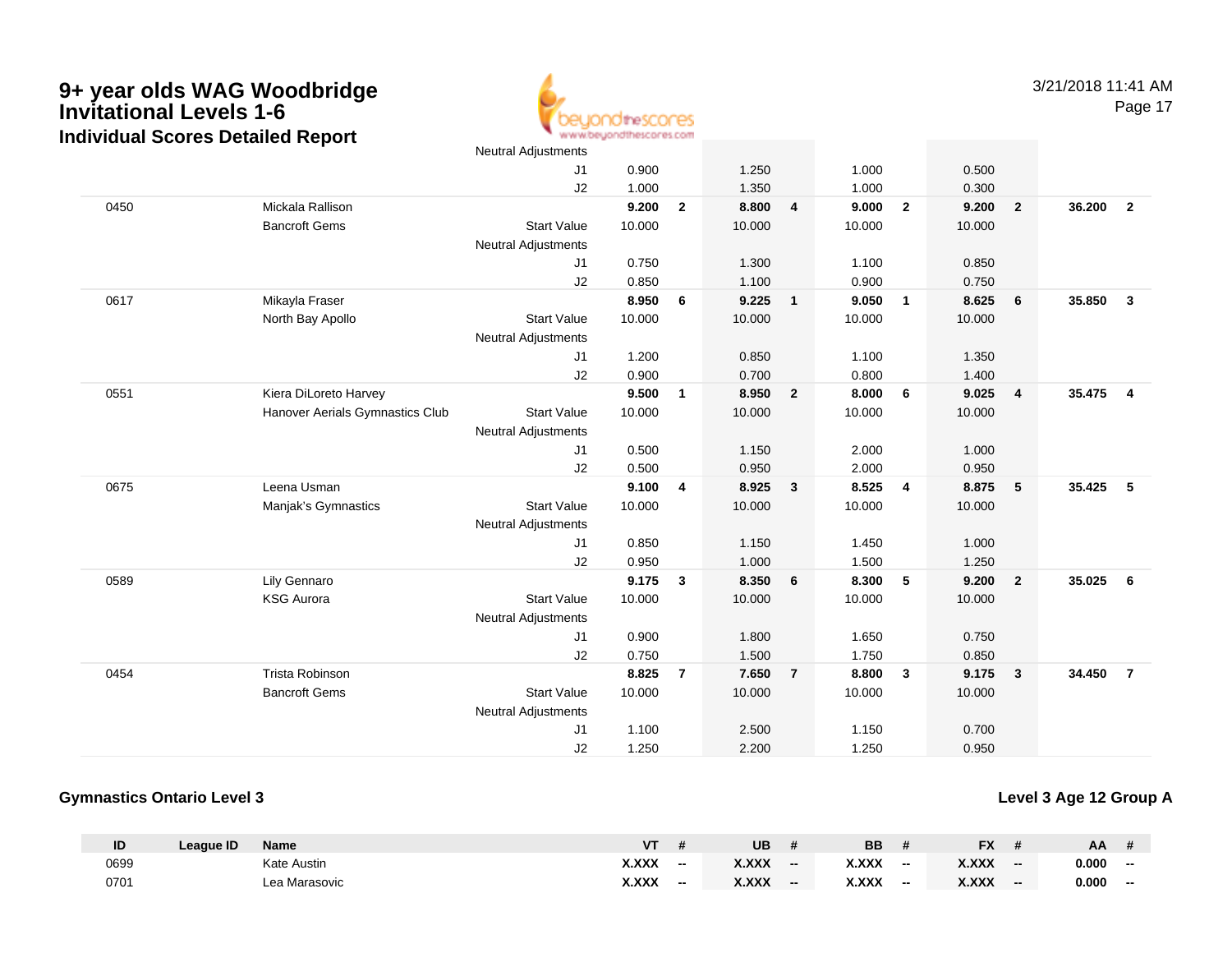# 9+ year olds WAG Woodbridge Invitational Levels 1-6

## Individual Scores Detailed Report

| ID | Name | | VT | # | UB | # | BB | # | FX | # | AA | # |
|---|---|---|---|---|---|---|---|---|---|---|---|---|
| | | Neutral Adjustments | | | | | | | | | | |
| | | J1 | 0.900 | | 1.250 | | 1.000 | | 0.500 | | | |
| | | J2 | 1.000 | | 1.350 | | 1.000 | | 0.300 | | | |
| 0450 | Mickala Rallison | | **9.200** | **2** | **8.800** | **4** | **9.000** | **2** | **9.200** | **2** | **36.200** | **2** |
| | Bancroft Gems | Start Value | 10.000 | | 10.000 | | 10.000 | | 10.000 | | | |
| | | Neutral Adjustments | | | | | | | | | | |
| | | J1 | 0.750 | | 1.300 | | 1.100 | | 0.850 | | | |
| | | J2 | 0.850 | | 1.100 | | 0.900 | | 0.750 | | | |
| 0617 | Mikayla Fraser | | **8.950** | **6** | **9.225** | **1** | **9.050** | **1** | **8.625** | **6** | **35.850** | **3** |
| | North Bay Apollo | Start Value | 10.000 | | 10.000 | | 10.000 | | 10.000 | | | |
| | | Neutral Adjustments | | | | | | | | | | |
| | | J1 | 1.200 | | 0.850 | | 1.100 | | 1.350 | | | |
| | | J2 | 0.900 | | 0.700 | | 0.800 | | 1.400 | | | |
| 0551 | Kiera DiLoreto Harvey | | **9.500** | **1** | **8.950** | **2** | **8.000** | **6** | **9.025** | **4** | **35.475** | **4** |
| | Hanover Aerials Gymnastics Club | Start Value | 10.000 | | 10.000 | | 10.000 | | 10.000 | | | |
| | | Neutral Adjustments | | | | | | | | | | |
| | | J1 | 0.500 | | 1.150 | | 2.000 | | 1.000 | | | |
| | | J2 | 0.500 | | 0.950 | | 2.000 | | 0.950 | | | |
| 0675 | Leena Usman | | **9.100** | **4** | **8.925** | **3** | **8.525** | **4** | **8.875** | **5** | **35.425** | **5** |
| | Manjak's Gymnastics | Start Value | 10.000 | | 10.000 | | 10.000 | | 10.000 | | | |
| | | Neutral Adjustments | | | | | | | | | | |
| | | J1 | 0.850 | | 1.150 | | 1.450 | | 1.000 | | | |
| | | J2 | 0.950 | | 1.000 | | 1.500 | | 1.250 | | | |
| 0589 | Lily Gennaro | | **9.175** | **3** | **8.350** | **6** | **8.300** | **5** | **9.200** | **2** | **35.025** | **6** |
| | KSG Aurora | Start Value | 10.000 | | 10.000 | | 10.000 | | 10.000 | | | |
| | | Neutral Adjustments | | | | | | | | | | |
| | | J1 | 0.900 | | 1.800 | | 1.650 | | 0.750 | | | |
| | | J2 | 0.750 | | 1.500 | | 1.750 | | 0.850 | | | |
| 0454 | Trista Robinson | | **8.825** | **7** | **7.650** | **7** | **8.800** | **3** | **9.175** | **3** | **34.450** | **7** |
| | Bancroft Gems | Start Value | 10.000 | | 10.000 | | 10.000 | | 10.000 | | | |
| | | Neutral Adjustments | | | | | | | | | | |
| | | J1 | 1.100 | | 2.500 | | 1.150 | | 0.700 | | | |
| | | J2 | 1.250 | | 2.200 | | 1.250 | | 0.950 | | | |

### Gymnastics Ontario Level 3

**Level 3 Age 12 Group A**

| ID | League ID | Name | VT | # | UB | # | BB | # | FX | # | AA | # |
|---|---|---|---|---|---|---|---|---|---|---|---|---|
| 0699 | | Kate Austin | **X.XXX** | **--** | **X.XXX** | **--** | **X.XXX** | **--** | **X.XXX** | **--** | **0.000** | **--** |
| 0701 | | Lea Marasovic | **X.XXX** | **--** | **X.XXX** | **--** | **X.XXX** | **--** | **X.XXX** | **--** | **0.000** | **--** |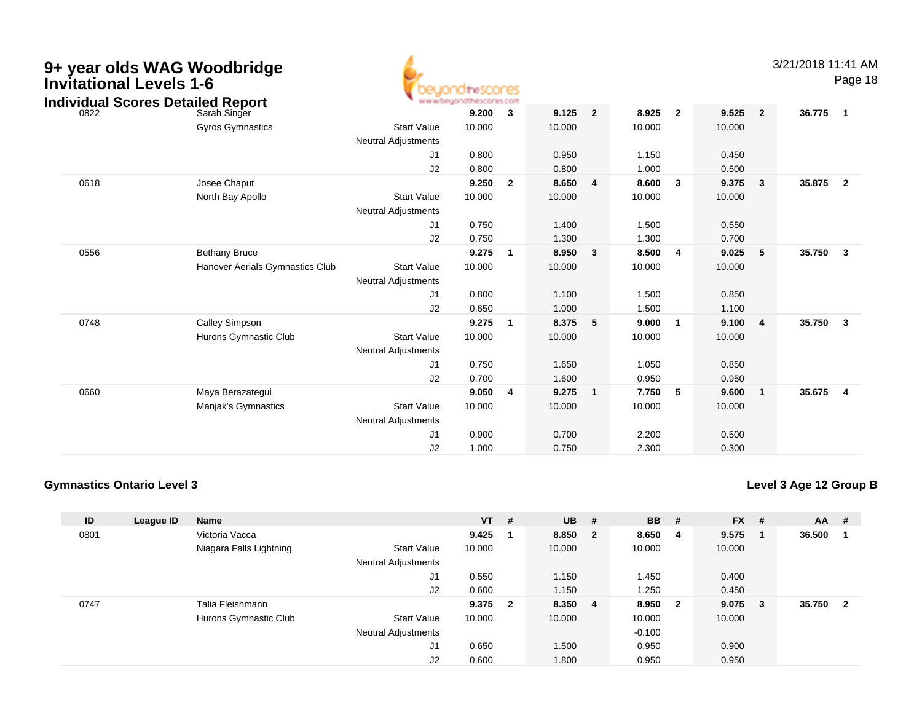# 9+ year olds WAG Woodbridge Invitational Levels 1-6

## Individual Scores Detailed Report

3/21/2018 11:41 AM

| ID | League ID | Name | | VT | # | UB | # | BB | # | FX | # | AA | # |
|---|---|---|---|---|---|---|---|---|---|---|---|---|---|
| 0822 | | Sarah Singer | | **9.200** | **3** | **9.125** | **2** | **8.925** | **2** | **9.525** | **2** | **36.775** | **1** |
| | | Gyros Gymnastics | Start Value | 10.000 | | 10.000 | | 10.000 | | 10.000 | | | |
| | | | Neutral Adjustments | | | | | | | | | | |
| | | | J1 | 0.800 | | 0.950 | | 1.150 | | 0.450 | | | |
| | | | J2 | 0.800 | | 0.800 | | 1.000 | | 0.500 | | | |
| 0618 | | Josee Chaput | | **9.250** | **2** | **8.650** | **4** | **8.600** | **3** | **9.375** | **3** | **35.875** | **2** |
| | | North Bay Apollo | Start Value | 10.000 | | 10.000 | | 10.000 | | 10.000 | | | |
| | | | Neutral Adjustments | | | | | | | | | | |
| | | | J1 | 0.750 | | 1.400 | | 1.500 | | 0.550 | | | |
| | | | J2 | 0.750 | | 1.300 | | 1.300 | | 0.700 | | | |
| 0556 | | Bethany Bruce | | **9.275** | **1** | **8.950** | **3** | **8.500** | **4** | **9.025** | **5** | **35.750** | **3** |
| | | Hanover Aerials Gymnastics Club | Start Value | 10.000 | | 10.000 | | 10.000 | | 10.000 | | | |
| | | | Neutral Adjustments | | | | | | | | | | |
| | | | J1 | 0.800 | | 1.100 | | 1.500 | | 0.850 | | | |
| | | | J2 | 0.650 | | 1.000 | | 1.500 | | 1.100 | | | |
| 0748 | | Calley Simpson | | **9.275** | **1** | **8.375** | **5** | **9.000** | **1** | **9.100** | **4** | **35.750** | **3** |
| | | Hurons Gymnastic Club | Start Value | 10.000 | | 10.000 | | 10.000 | | 10.000 | | | |
| | | | Neutral Adjustments | | | | | | | | | | |
| | | | J1 | 0.750 | | 1.650 | | 1.050 | | 0.850 | | | |
| | | | J2 | 0.700 | | 1.600 | | 0.950 | | 0.950 | | | |
| 0660 | | Maya Berazategui | | **9.050** | **4** | **9.275** | **1** | **7.750** | **5** | **9.600** | **1** | **35.675** | **4** |
| | | Manjak's Gymnastics | Start Value | 10.000 | | 10.000 | | 10.000 | | 10.000 | | | |
| | | | Neutral Adjustments | | | | | | | | | | |
| | | | J1 | 0.900 | | 0.700 | | 2.200 | | 0.500 | | | |
| | | | J2 | 1.000 | | 0.750 | | 2.300 | | 0.300 | | | |

### Gymnastics Ontario Level 3

**Level 3 Age 12 Group B**

| ID | League ID | Name | | VT | # | UB | # | BB | # | FX | # | AA | # |
|---|---|---|---|---|---|---|---|---|---|---|---|---|---|
| 0801 | | Victoria Vacca | | **9.425** | **1** | **8.850** | **2** | **8.650** | **4** | **9.575** | **1** | **36.500** | **1** |
| | | Niagara Falls Lightning | Start Value | 10.000 | | 10.000 | | 10.000 | | 10.000 | | | |
| | | | Neutral Adjustments | | | | | | | | | | |
| | | | J1 | 0.550 | | 1.150 | | 1.450 | | 0.400 | | | |
| | | | J2 | 0.600 | | 1.150 | | 1.250 | | 0.450 | | | |
| 0747 | | Talia Fleishmann | | **9.375** | **2** | **8.350** | **4** | **8.950** | **2** | **9.075** | **3** | **35.750** | **2** |
| | | Hurons Gymnastic Club | Start Value | 10.000 | | 10.000 | | 10.000 | | 10.000 | | | |
| | | | Neutral Adjustments | | | | | -0.100 | | | | | |
| | | | J1 | 0.650 | | 1.500 | | 0.950 | | 0.900 | | | |
| | | | J2 | 0.600 | | 1.800 | | 0.950 | | 0.950 | | | |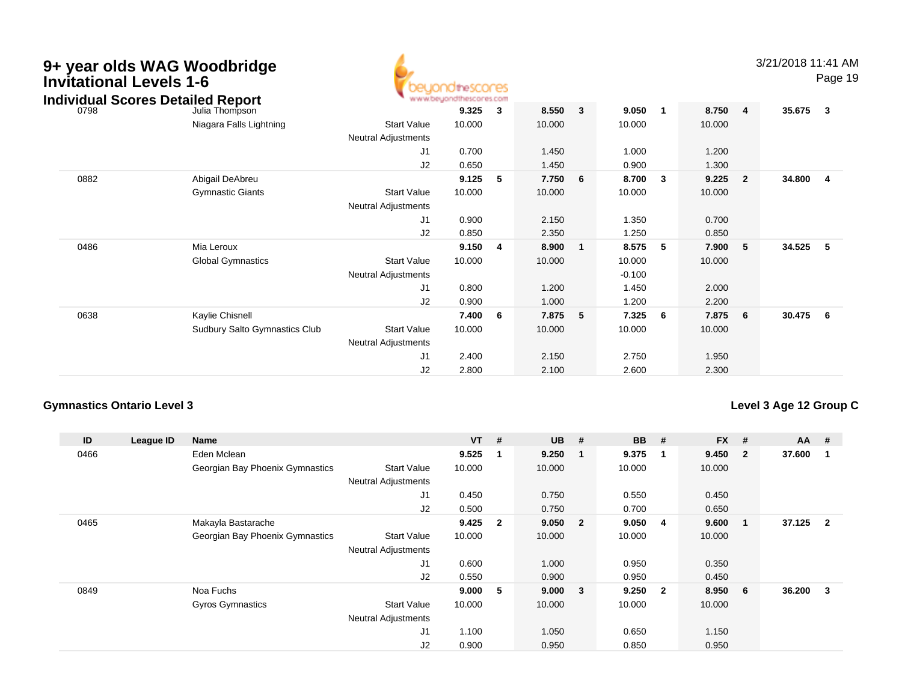# 9+ year olds WAG Woodbridge Invitational Levels 1-6

## Individual Scores Detailed Report

| ID | League ID | Name | | VT | # | UB | # | BB | # | FX | # | AA | # |
|---|---|---|---|---|---|---|---|---|---|---|---|---|---|
| 0798 | | Julia Thompson | | **9.325** | **3** | **8.550** | **3** | **9.050** | **1** | **8.750** | **4** | **35.675** | **3** |
| | | Niagara Falls Lightning | Start Value | 10.000 | | 10.000 | | 10.000 | | 10.000 | | | |
| | | | Neutral Adjustments | | | | | | | | | | |
| | | | J1 | 0.700 | | 1.450 | | 1.000 | | 1.200 | | | |
| | | | J2 | 0.650 | | 1.450 | | 0.900 | | 1.300 | | | |
| 0882 | | Abigail DeAbreu | | **9.125** | **5** | **7.750** | **6** | **8.700** | **3** | **9.225** | **2** | **34.800** | **4** |
| | | Gymnastic Giants | Start Value | 10.000 | | 10.000 | | 10.000 | | 10.000 | | | |
| | | | Neutral Adjustments | | | | | | | | | | |
| | | | J1 | 0.900 | | 2.150 | | 1.350 | | 0.700 | | | |
| | | | J2 | 0.850 | | 2.350 | | 1.250 | | 0.850 | | | |
| 0486 | | Mia Leroux | | **9.150** | **4** | **8.900** | **1** | **8.575** | **5** | **7.900** | **5** | **34.525** | **5** |
| | | Global Gymnastics | Start Value | 10.000 | | 10.000 | | 10.000 | | 10.000 | | | |
| | | | Neutral Adjustments | | | | | -0.100 | | | | | |
| | | | J1 | 0.800 | | 1.200 | | 1.450 | | 2.000 | | | |
| | | | J2 | 0.900 | | 1.000 | | 1.200 | | 2.200 | | | |
| 0638 | | Kaylie Chisnell | | **7.400** | **6** | **7.875** | **5** | **7.325** | **6** | **7.875** | **6** | **30.475** | **6** |
| | | Sudbury Salto Gymnastics Club | Start Value | 10.000 | | 10.000 | | 10.000 | | 10.000 | | | |
| | | | Neutral Adjustments | | | | | | | | | | |
| | | | J1 | 2.400 | | 2.150 | | 2.750 | | 1.950 | | | |
| | | | J2 | 2.800 | | 2.100 | | 2.600 | | 2.300 | | | |

### Gymnastics Ontario Level 3

### Level 3 Age 12 Group C

| ID | League ID | Name | | VT | # | UB | # | BB | # | FX | # | AA | # |
|---|---|---|---|---|---|---|---|---|---|---|---|---|---|
| 0466 | | Eden Mclean | | **9.525** | **1** | **9.250** | **1** | **9.375** | **1** | **9.450** | **2** | **37.600** | **1** |
| | | Georgian Bay Phoenix Gymnastics | Start Value | 10.000 | | 10.000 | | 10.000 | | 10.000 | | | |
| | | | Neutral Adjustments | | | | | | | | | | |
| | | | J1 | 0.450 | | 0.750 | | 0.550 | | 0.450 | | | |
| | | | J2 | 0.500 | | 0.750 | | 0.700 | | 0.650 | | | |
| 0465 | | Makayla Bastarache | | **9.425** | **2** | **9.050** | **2** | **9.050** | **4** | **9.600** | **1** | **37.125** | **2** |
| | | Georgian Bay Phoenix Gymnastics | Start Value | 10.000 | | 10.000 | | 10.000 | | 10.000 | | | |
| | | | Neutral Adjustments | | | | | | | | | | |
| | | | J1 | 0.600 | | 1.000 | | 0.950 | | 0.350 | | | |
| | | | J2 | 0.550 | | 0.900 | | 0.950 | | 0.450 | | | |
| 0849 | | Noa Fuchs | | **9.000** | **5** | **9.000** | **3** | **9.250** | **2** | **8.950** | **6** | **36.200** | **3** |
| | | Gyros Gymnastics | Start Value | 10.000 | | 10.000 | | 10.000 | | 10.000 | | | |
| | | | Neutral Adjustments | | | | | | | | | | |
| | | | J1 | 1.100 | | 1.050 | | 0.650 | | 1.150 | | | |
| | | | J2 | 0.900 | | 0.950 | | 0.850 | | 0.950 | | | |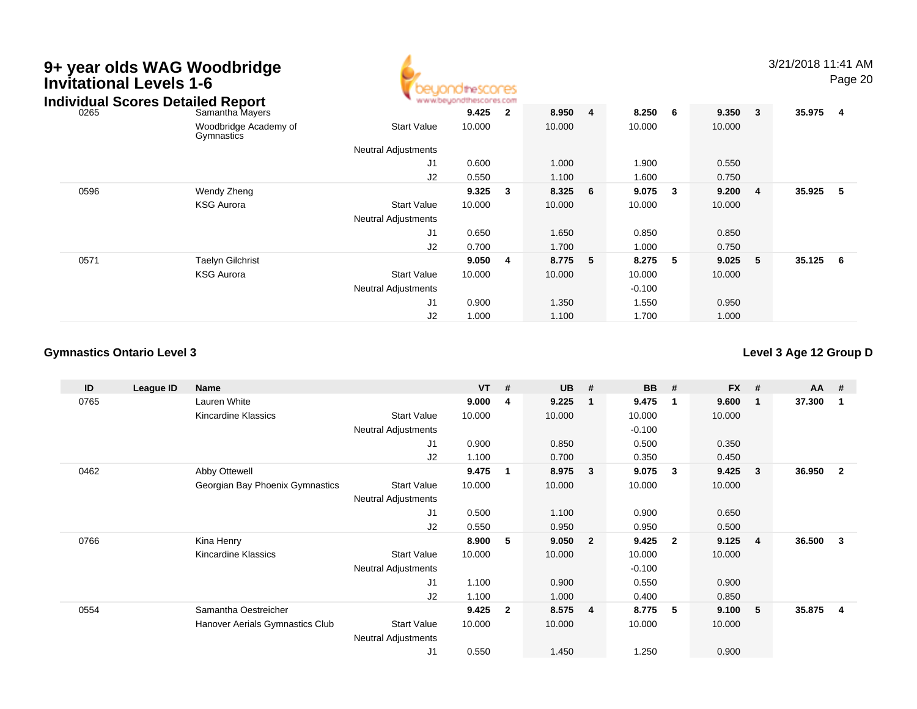# 9+ year olds WAG Woodbridge Invitational Levels 1-6

### Individual Scores Detailed Report

| ID | League ID | Name | | VT | # | UB | # | BB | # | FX | # | AA | # |
|---|---|---|---|---|---|---|---|---|---|---|---|---|---|
| 0265 | | Samantha Mayers | | **9.425** | **2** | **8.950** | **4** | **8.250** | **6** | **9.350** | **3** | **35.975** | **4** |
| | | Woodbridge Academy of Gymnastics | Start Value | 10.000 | | 10.000 | | 10.000 | | 10.000 | | | |
| | | | Neutral Adjustments | | | | | | | | | | |
| | | | J1 | 0.600 | | 1.000 | | 1.900 | | 0.550 | | | |
| | | | J2 | 0.550 | | 1.100 | | 1.600 | | 0.750 | | | |
| 0596 | | Wendy Zheng | | **9.325** | **3** | **8.325** | **6** | **9.075** | **3** | **9.200** | **4** | **35.925** | **5** |
| | | KSG Aurora | Start Value | 10.000 | | 10.000 | | 10.000 | | 10.000 | | | |
| | | | Neutral Adjustments | | | | | | | | | | |
| | | | J1 | 0.650 | | 1.650 | | 0.850 | | 0.850 | | | |
| | | | J2 | 0.700 | | 1.700 | | 1.000 | | 0.750 | | | |
| 0571 | | Taelyn Gilchrist | | **9.050** | **4** | **8.775** | **5** | **8.275** | **5** | **9.025** | **5** | **35.125** | **6** |
| | | KSG Aurora | Start Value | 10.000 | | 10.000 | | 10.000 | | 10.000 | | | |
| | | | Neutral Adjustments | | | | | -0.100 | | | | | |
| | | | J1 | 0.900 | | 1.350 | | 1.550 | | 0.950 | | | |
| | | | J2 | 1.000 | | 1.100 | | 1.700 | | 1.000 | | | |

**Gymnastics Ontario Level 3**

**Level 3 Age 12 Group D**

| ID | League ID | Name | | VT | # | UB | # | BB | # | FX | # | AA | # |
|---|---|---|---|---|---|---|---|---|---|---|---|---|---|
| 0765 | | Lauren White | | **9.000** | **4** | **9.225** | **1** | **9.475** | **1** | **9.600** | **1** | **37.300** | **1** |
| | | Kincardine Klassics | Start Value | 10.000 | | 10.000 | | 10.000 | | 10.000 | | | |
| | | | Neutral Adjustments | | | | | -0.100 | | | | | |
| | | | J1 | 0.900 | | 0.850 | | 0.500 | | 0.350 | | | |
| | | | J2 | 1.100 | | 0.700 | | 0.350 | | 0.450 | | | |
| 0462 | | Abby Ottewell | | **9.475** | **1** | **8.975** | **3** | **9.075** | **3** | **9.425** | **3** | **36.950** | **2** |
| | | Georgian Bay Phoenix Gymnastics | Start Value | 10.000 | | 10.000 | | 10.000 | | 10.000 | | | |
| | | | Neutral Adjustments | | | | | | | | | | |
| | | | J1 | 0.500 | | 1.100 | | 0.900 | | 0.650 | | | |
| | | | J2 | 0.550 | | 0.950 | | 0.950 | | 0.500 | | | |
| 0766 | | Kina Henry | | **8.900** | **5** | **9.050** | **2** | **9.425** | **2** | **9.125** | **4** | **36.500** | **3** |
| | | Kincardine Klassics | Start Value | 10.000 | | 10.000 | | 10.000 | | 10.000 | | | |
| | | | Neutral Adjustments | | | | | -0.100 | | | | | |
| | | | J1 | 1.100 | | 0.900 | | 0.550 | | 0.900 | | | |
| | | | J2 | 1.100 | | 1.000 | | 0.400 | | 0.850 | | | |
| 0554 | | Samantha Oestreicher | | **9.425** | **2** | **8.575** | **4** | **8.775** | **5** | **9.100** | **5** | **35.875** | **4** |
| | | Hanover Aerials Gymnastics Club | Start Value | 10.000 | | 10.000 | | 10.000 | | 10.000 | | | |
| | | | Neutral Adjustments | | | | | | | | | | |
| | | | J1 | 0.550 | | 1.450 | | 1.250 | | 0.900 | | | |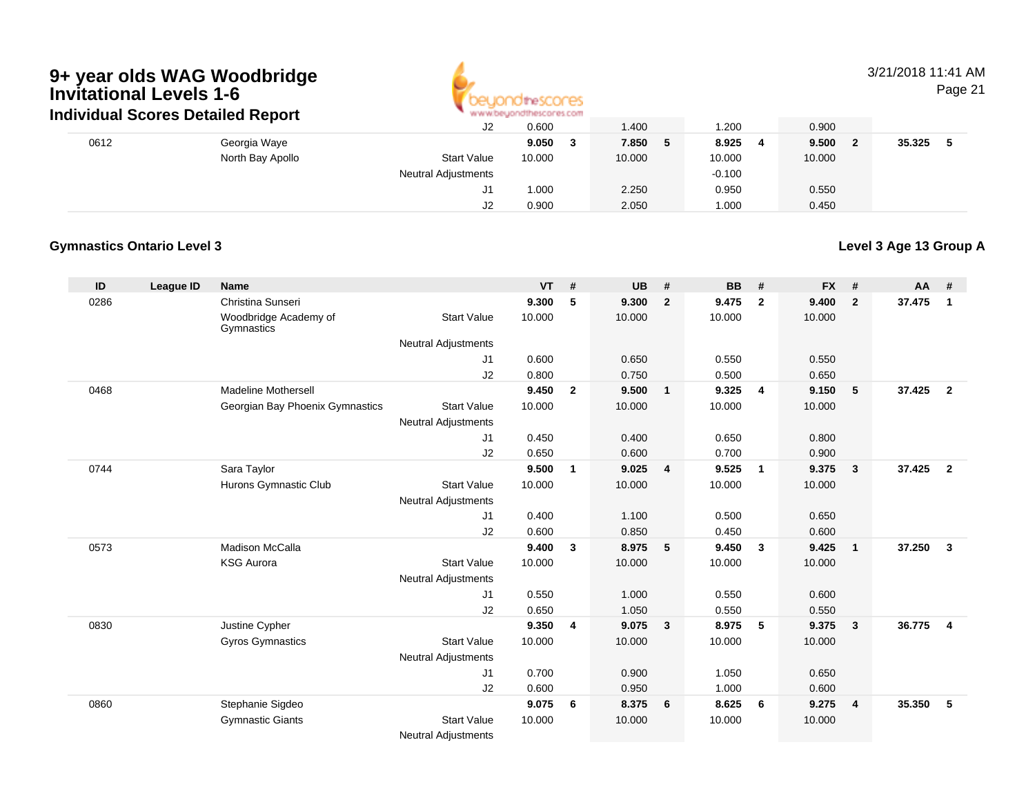# 9+ year olds WAG Woodbridge Invitational Levels 1-6

## Individual Scores Detailed Report

| ID | League ID | Name | | VT | # | UB | # | BB | # | FX | # | AA | # |
|---|---|---|---|---|---|---|---|---|---|---|---|---|---|
| | | | J2 | 0.600 | | 1.400 | | 1.200 | | 0.900 | | | |
| 0612 | | Georgia Waye | | **9.050** | **3** | **7.850** | **5** | **8.925** | **4** | **9.500** | **2** | **35.325** | **5** |
| | | North Bay Apollo | Start Value | 10.000 | | 10.000 | | 10.000 | | 10.000 | | | |
| | | | Neutral Adjustments | | | | | -0.100 | | | | | |
| | | | J1 | 1.000 | | 2.250 | | 0.950 | | 0.550 | | | |
| | | | J2 | 0.900 | | 2.050 | | 1.000 | | 0.450 | | | |

### Gymnastics Ontario Level 3

### Level 3 Age 13 Group A

| ID | League ID | Name | | VT | # | UB | # | BB | # | FX | # | AA | # |
|---|---|---|---|---|---|---|---|---|---|---|---|---|---|
| 0286 | | Christina Sunseri | | **9.300** | **5** | **9.300** | **2** | **9.475** | **2** | **9.400** | **2** | **37.475** | **1** |
| | | Woodbridge Academy of Gymnastics | Start Value | 10.000 | | 10.000 | | 10.000 | | 10.000 | | | |
| | | | Neutral Adjustments | | | | | | | | | | |
| | | | J1 | 0.600 | | 0.650 | | 0.550 | | 0.550 | | | |
| | | | J2 | 0.800 | | 0.750 | | 0.500 | | 0.650 | | | |
| 0468 | | Madeline Mothersell | | **9.450** | **2** | **9.500** | **1** | **9.325** | **4** | **9.150** | **5** | **37.425** | **2** |
| | | Georgian Bay Phoenix Gymnastics | Start Value | 10.000 | | 10.000 | | 10.000 | | 10.000 | | | |
| | | | Neutral Adjustments | | | | | | | | | | |
| | | | J1 | 0.450 | | 0.400 | | 0.650 | | 0.800 | | | |
| | | | J2 | 0.650 | | 0.600 | | 0.700 | | 0.900 | | | |
| 0744 | | Sara Taylor | | **9.500** | **1** | **9.025** | **4** | **9.525** | **1** | **9.375** | **3** | **37.425** | **2** |
| | | Hurons Gymnastic Club | Start Value | 10.000 | | 10.000 | | 10.000 | | 10.000 | | | |
| | | | Neutral Adjustments | | | | | | | | | | |
| | | | J1 | 0.400 | | 1.100 | | 0.500 | | 0.650 | | | |
| | | | J2 | 0.600 | | 0.850 | | 0.450 | | 0.600 | | | |
| 0573 | | Madison McCalla | | **9.400** | **3** | **8.975** | **5** | **9.450** | **3** | **9.425** | **1** | **37.250** | **3** |
| | | KSG Aurora | Start Value | 10.000 | | 10.000 | | 10.000 | | 10.000 | | | |
| | | | Neutral Adjustments | | | | | | | | | | |
| | | | J1 | 0.550 | | 1.000 | | 0.550 | | 0.600 | | | |
| | | | J2 | 0.650 | | 1.050 | | 0.550 | | 0.550 | | | |
| 0830 | | Justine Cypher | | **9.350** | **4** | **9.075** | **3** | **8.975** | **5** | **9.375** | **3** | **36.775** | **4** |
| | | Gyros Gymnastics | Start Value | 10.000 | | 10.000 | | 10.000 | | 10.000 | | | |
| | | | Neutral Adjustments | | | | | | | | | | |
| | | | J1 | 0.700 | | 0.900 | | 1.050 | | 0.650 | | | |
| | | | J2 | 0.600 | | 0.950 | | 1.000 | | 0.600 | | | |
| 0860 | | Stephanie Sigdeo | | **9.075** | **6** | **8.375** | **6** | **8.625** | **6** | **9.275** | **4** | **35.350** | **5** |
| | | Gymnastic Giants | Start Value | 10.000 | | 10.000 | | 10.000 | | 10.000 | | | |
| | | | Neutral Adjustments | | | | | | | | | | |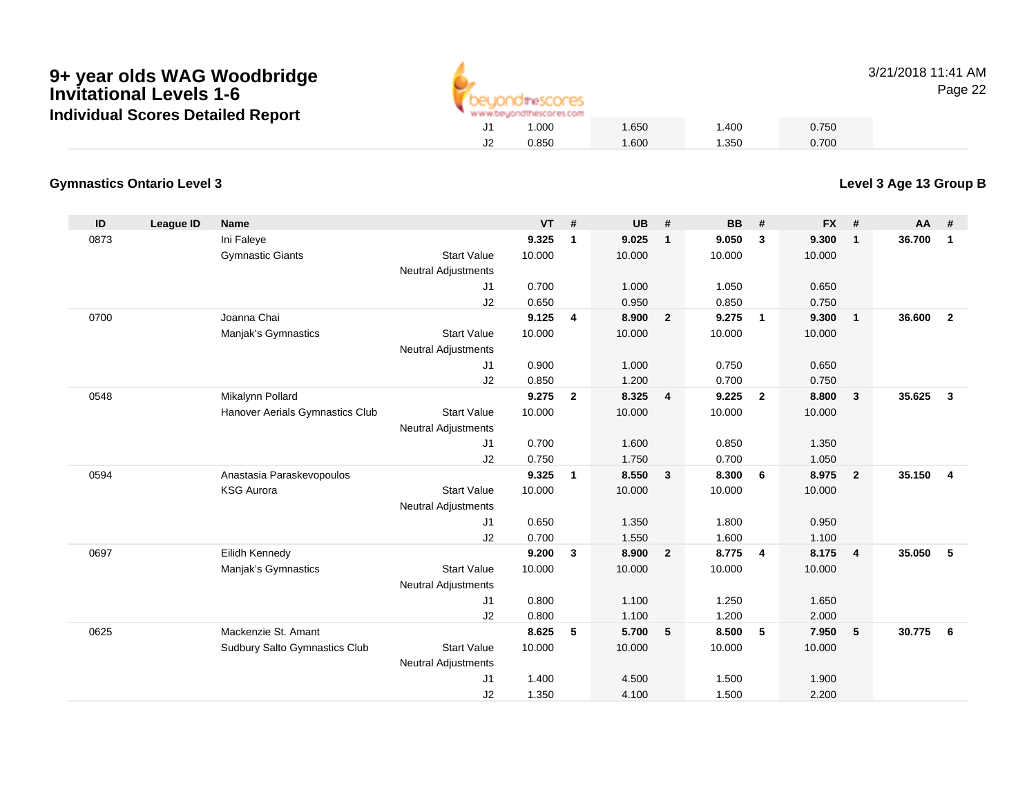# 9+ year olds WAG Woodbridge Invitational Levels 1-6

## Individual Scores Detailed Report

| | | | | | | | | | |
|---|---|---|---|---|---|---|---|---|---|
| J1 | 1.000 | | 1.650 | | 1.400 | | 0.750 | | |
| J2 | 0.850 | | 1.600 | | 1.350 | | 0.700 | | |

### Gymnastics Ontario Level 3

### Level 3 Age 13 Group B

| ID | League ID | Name | | VT | # | UB | # | BB | # | FX | # | AA | # |
|---|---|---|---|---|---|---|---|---|---|---|---|---|---|
| 0873 | | Ini Faleye | | **9.325** | **1** | **9.025** | **1** | **9.050** | **3** | **9.300** | **1** | **36.700** | **1** |
| | | Gymnastic Giants | Start Value | 10.000 | | 10.000 | | 10.000 | | 10.000 | | | |
| | | | Neutral Adjustments | | | | | | | | | | |
| | | | J1 | 0.700 | | 1.000 | | 1.050 | | 0.650 | | | |
| | | | J2 | 0.650 | | 0.950 | | 0.850 | | 0.750 | | | |
| 0700 | | Joanna Chai | | **9.125** | **4** | **8.900** | **2** | **9.275** | **1** | **9.300** | **1** | **36.600** | **2** |
| | | Manjak's Gymnastics | Start Value | 10.000 | | 10.000 | | 10.000 | | 10.000 | | | |
| | | | Neutral Adjustments | | | | | | | | | | |
| | | | J1 | 0.900 | | 1.000 | | 0.750 | | 0.650 | | | |
| | | | J2 | 0.850 | | 1.200 | | 0.700 | | 0.750 | | | |
| 0548 | | Mikalynn Pollard | | **9.275** | **2** | **8.325** | **4** | **9.225** | **2** | **8.800** | **3** | **35.625** | **3** |
| | | Hanover Aerials Gymnastics Club | Start Value | 10.000 | | 10.000 | | 10.000 | | 10.000 | | | |
| | | | Neutral Adjustments | | | | | | | | | | |
| | | | J1 | 0.700 | | 1.600 | | 0.850 | | 1.350 | | | |
| | | | J2 | 0.750 | | 1.750 | | 0.700 | | 1.050 | | | |
| 0594 | | Anastasia Paraskevopoulos | | **9.325** | **1** | **8.550** | **3** | **8.300** | **6** | **8.975** | **2** | **35.150** | **4** |
| | | KSG Aurora | Start Value | 10.000 | | 10.000 | | 10.000 | | 10.000 | | | |
| | | | Neutral Adjustments | | | | | | | | | | |
| | | | J1 | 0.650 | | 1.350 | | 1.800 | | 0.950 | | | |
| | | | J2 | 0.700 | | 1.550 | | 1.600 | | 1.100 | | | |
| 0697 | | Eilidh Kennedy | | **9.200** | **3** | **8.900** | **2** | **8.775** | **4** | **8.175** | **4** | **35.050** | **5** |
| | | Manjak's Gymnastics | Start Value | 10.000 | | 10.000 | | 10.000 | | 10.000 | | | |
| | | | Neutral Adjustments | | | | | | | | | | |
| | | | J1 | 0.800 | | 1.100 | | 1.250 | | 1.650 | | | |
| | | | J2 | 0.800 | | 1.100 | | 1.200 | | 2.000 | | | |
| 0625 | | Mackenzie St. Amant | | **8.625** | **5** | **5.700** | **5** | **8.500** | **5** | **7.950** | **5** | **30.775** | **6** |
| | | Sudbury Salto Gymnastics Club | Start Value | 10.000 | | 10.000 | | 10.000 | | 10.000 | | | |
| | | | Neutral Adjustments | | | | | | | | | | |
| | | | J1 | 1.400 | | 4.500 | | 1.500 | | 1.900 | | | |
| | | | J2 | 1.350 | | 4.100 | | 1.500 | | 2.200 | | | |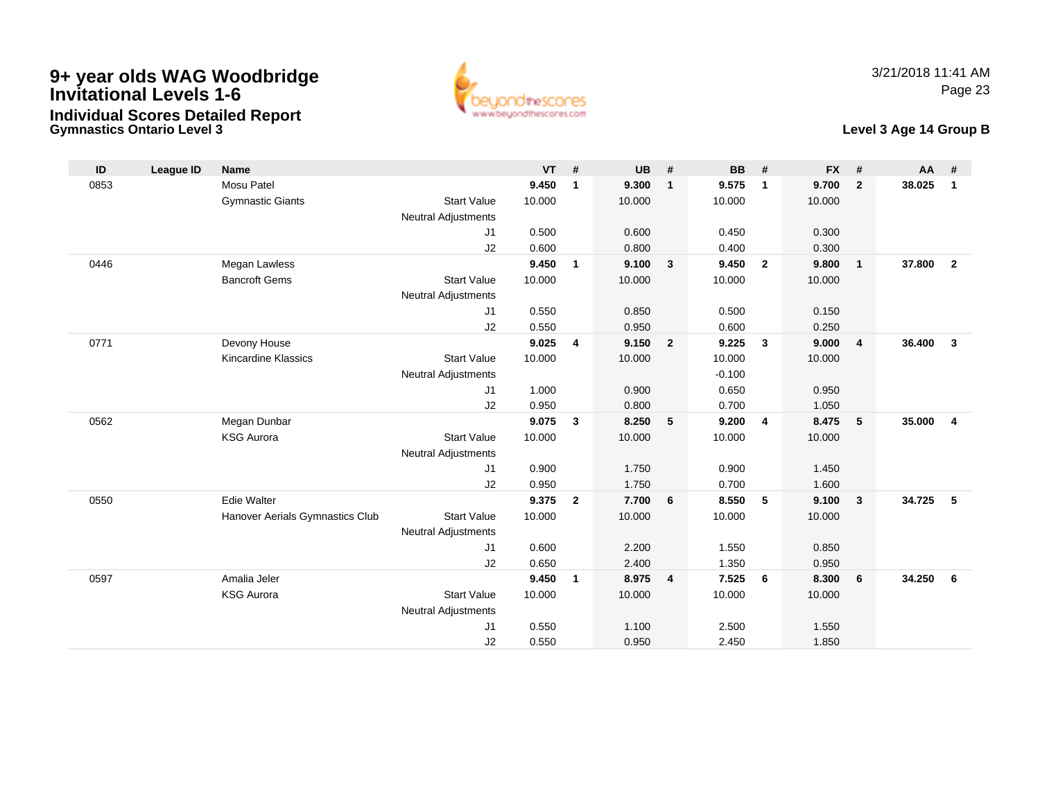# 9+ year olds WAG Woodbridge Invitational Levels 1-6

## Individual Scores Detailed Report

### Gymnastics Ontario Level 3

3/21/2018 11:41 AM

### Level 3 Age 14 Group B

| ID | League ID | Name | | VT | # | UB | # | BB | # | FX | # | AA | # |
|---|---|---|---|---|---|---|---|---|---|---|---|---|---|
| 0853 | | Mosu Patel | | **9.450** | **1** | **9.300** | **1** | **9.575** | **1** | **9.700** | **2** | **38.025** | **1** |
| | | Gymnastic Giants | Start Value | 10.000 | | 10.000 | | 10.000 | | 10.000 | | | |
| | | | Neutral Adjustments | | | | | | | | | | |
| | | | J1 | 0.500 | | 0.600 | | 0.450 | | 0.300 | | | |
| | | | J2 | 0.600 | | 0.800 | | 0.400 | | 0.300 | | | |
| 0446 | | Megan Lawless | | **9.450** | **1** | **9.100** | **3** | **9.450** | **2** | **9.800** | **1** | **37.800** | **2** |
| | | Bancroft Gems | Start Value | 10.000 | | 10.000 | | 10.000 | | 10.000 | | | |
| | | | Neutral Adjustments | | | | | | | | | | |
| | | | J1 | 0.550 | | 0.850 | | 0.500 | | 0.150 | | | |
| | | | J2 | 0.550 | | 0.950 | | 0.600 | | 0.250 | | | |
| 0771 | | Devony House | | **9.025** | **4** | **9.150** | **2** | **9.225** | **3** | **9.000** | **4** | **36.400** | **3** |
| | | Kincardine Klassics | Start Value | 10.000 | | 10.000 | | 10.000 | | 10.000 | | | |
| | | | Neutral Adjustments | | | | | -0.100 | | | | | |
| | | | J1 | 1.000 | | 0.900 | | 0.650 | | 0.950 | | | |
| | | | J2 | 0.950 | | 0.800 | | 0.700 | | 1.050 | | | |
| 0562 | | Megan Dunbar | | **9.075** | **3** | **8.250** | **5** | **9.200** | **4** | **8.475** | **5** | **35.000** | **4** |
| | | KSG Aurora | Start Value | 10.000 | | 10.000 | | 10.000 | | 10.000 | | | |
| | | | Neutral Adjustments | | | | | | | | | | |
| | | | J1 | 0.900 | | 1.750 | | 0.900 | | 1.450 | | | |
| | | | J2 | 0.950 | | 1.750 | | 0.700 | | 1.600 | | | |
| 0550 | | Edie Walter | | **9.375** | **2** | **7.700** | **6** | **8.550** | **5** | **9.100** | **3** | **34.725** | **5** |
| | | Hanover Aerials Gymnastics Club | Start Value | 10.000 | | 10.000 | | 10.000 | | 10.000 | | | |
| | | | Neutral Adjustments | | | | | | | | | | |
| | | | J1 | 0.600 | | 2.200 | | 1.550 | | 0.850 | | | |
| | | | J2 | 0.650 | | 2.400 | | 1.350 | | 0.950 | | | |
| 0597 | | Amalia Jeler | | **9.450** | **1** | **8.975** | **4** | **7.525** | **6** | **8.300** | **6** | **34.250** | **6** |
| | | KSG Aurora | Start Value | 10.000 | | 10.000 | | 10.000 | | 10.000 | | | |
| | | | Neutral Adjustments | | | | | | | | | | |
| | | | J1 | 0.550 | | 1.100 | | 2.500 | | 1.550 | | | |
| | | | J2 | 0.550 | | 0.950 | | 2.450 | | 1.850 | | | |